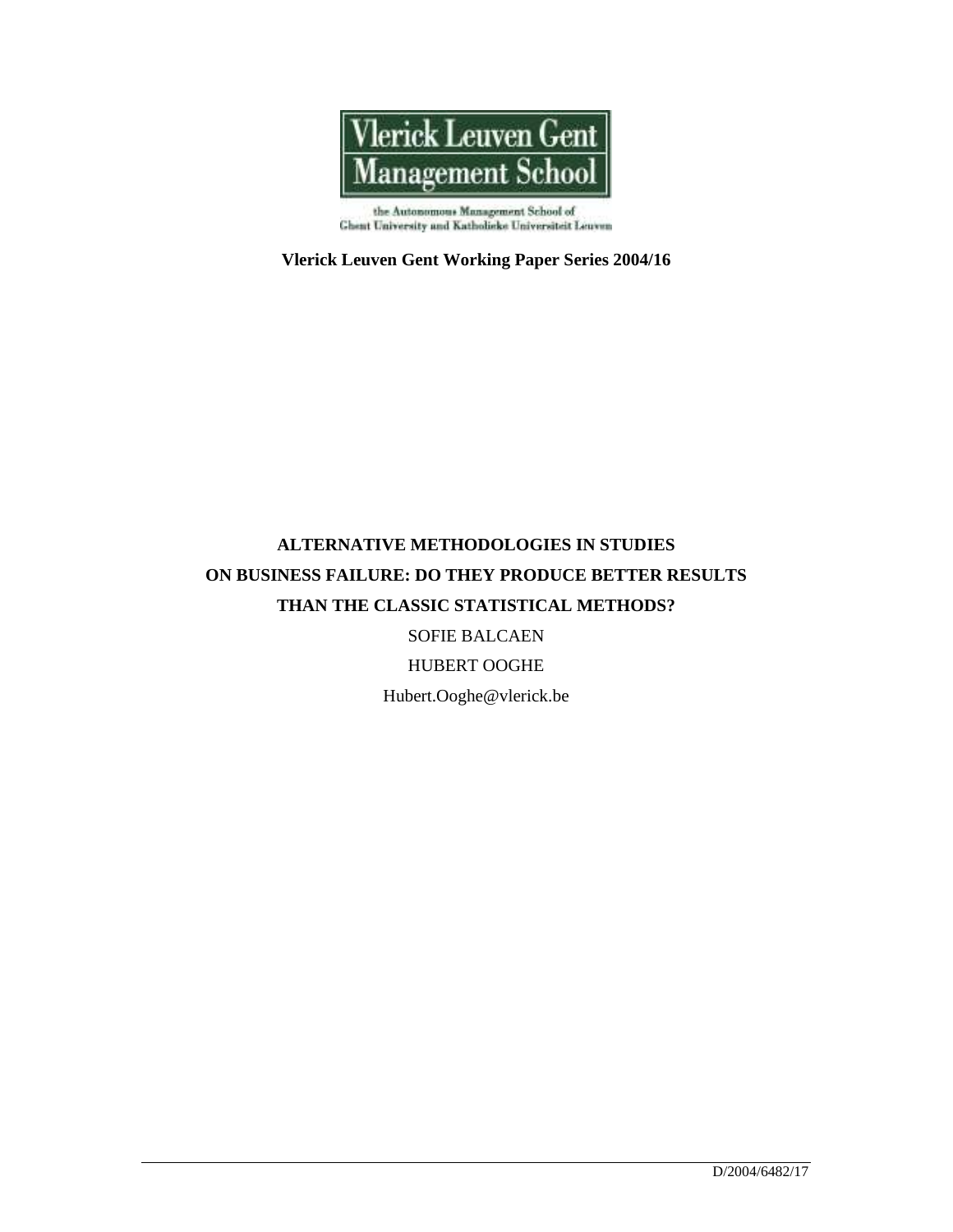Vlerick Leuven Gent Management School

the Autonomous Management School of Ghent University and Katholieke Universiteit Leuven

**Vlerick Leuven Gent Working Paper Series 2004/16**

# ALTERNATIVE METHODOLOGIES IN STUDIES ON BUSINESS FAILURE: DO THEY PRODUCE BETTER RESULTS THAN THE CLASSIC STATISTICAL METHODS?

SOFIE BALCAEN

HUBERT OOGHE

Hubert.Ooghe@vlerick.be

D/2004/6482/17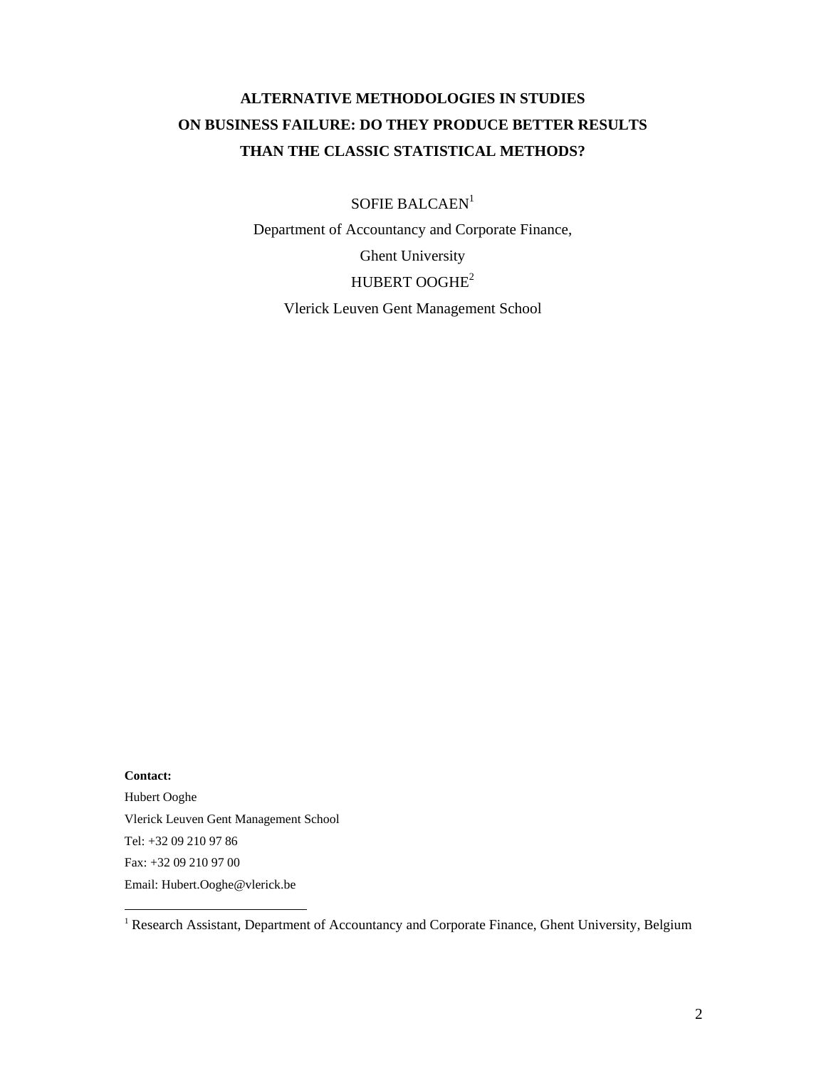# ALTERNATIVE METHODOLOGIES IN STUDIES ON BUSINESS FAILURE: DO THEY PRODUCE BETTER RESULTS THAN THE CLASSIC STATISTICAL METHODS?

SOFIE BALCAEN[1]

Department of Accountancy and Corporate Finance,

Ghent University

HUBERT OOGHE[2]

Vlerick Leuven Gent Management School

**Contact:**

Hubert Ooghe

Vlerick Leuven Gent Management School

Tel: +32 09 210 97 86

Fax: +32 09 210 97 00

Email: Hubert.Ooghe@vlerick.be

[1] Research Assistant, Department of Accountancy and Corporate Finance, Ghent University, Belgium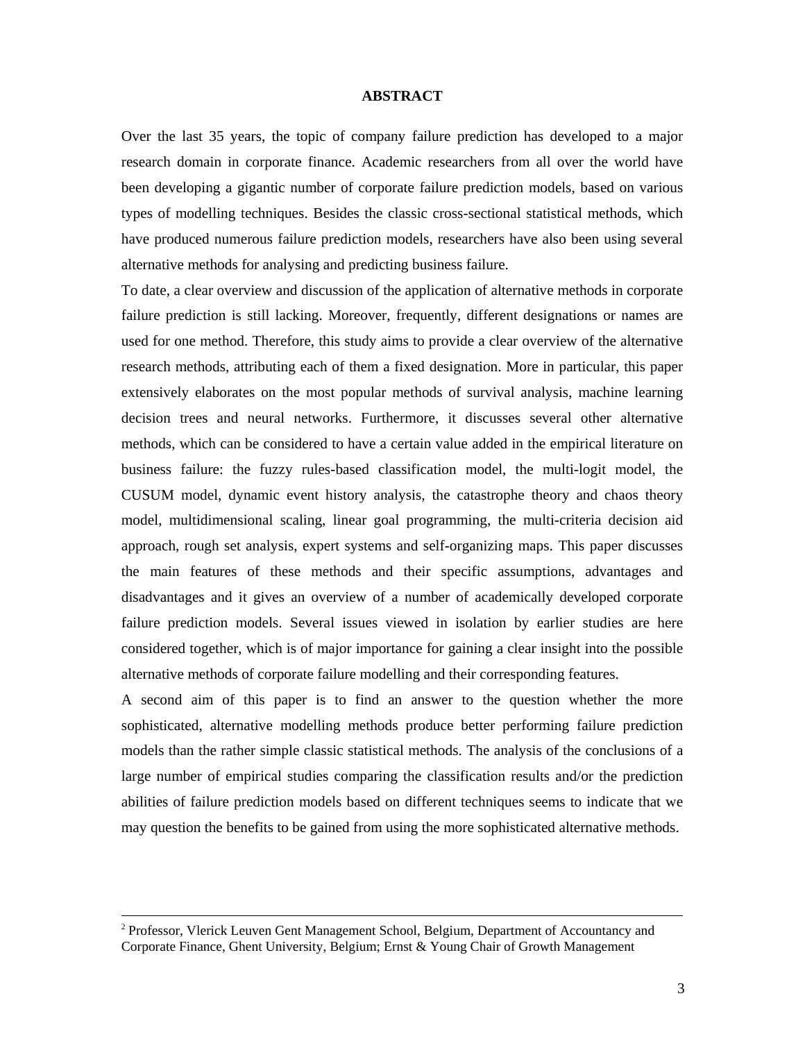## ABSTRACT

Over the last 35 years, the topic of company failure prediction has developed to a major research domain in corporate finance. Academic researchers from all over the world have been developing a gigantic number of corporate failure prediction models, based on various types of modelling techniques. Besides the classic cross-sectional statistical methods, which have produced numerous failure prediction models, researchers have also been using several alternative methods for analysing and predicting business failure.

To date, a clear overview and discussion of the application of alternative methods in corporate failure prediction is still lacking. Moreover, frequently, different designations or names are used for one method. Therefore, this study aims to provide a clear overview of the alternative research methods, attributing each of them a fixed designation. More in particular, this paper extensively elaborates on the most popular methods of survival analysis, machine learning decision trees and neural networks. Furthermore, it discusses several other alternative methods, which can be considered to have a certain value added in the empirical literature on business failure: the fuzzy rules-based classification model, the multi-logit model, the CUSUM model, dynamic event history analysis, the catastrophe theory and chaos theory model, multidimensional scaling, linear goal programming, the multi-criteria decision aid approach, rough set analysis, expert systems and self-organizing maps. This paper discusses the main features of these methods and their specific assumptions, advantages and disadvantages and it gives an overview of a number of academically developed corporate failure prediction models. Several issues viewed in isolation by earlier studies are here considered together, which is of major importance for gaining a clear insight into the possible alternative methods of corporate failure modelling and their corresponding features.

A second aim of this paper is to find an answer to the question whether the more sophisticated, alternative modelling methods produce better performing failure prediction models than the rather simple classic statistical methods. The analysis of the conclusions of a large number of empirical studies comparing the classification results and/or the prediction abilities of failure prediction models based on different techniques seems to indicate that we may question the benefits to be gained from using the more sophisticated alternative methods.

---

[2] Professor, Vlerick Leuven Gent Management School, Belgium, Department of Accountancy and Corporate Finance, Ghent University, Belgium; Ernst & Young Chair of Growth Management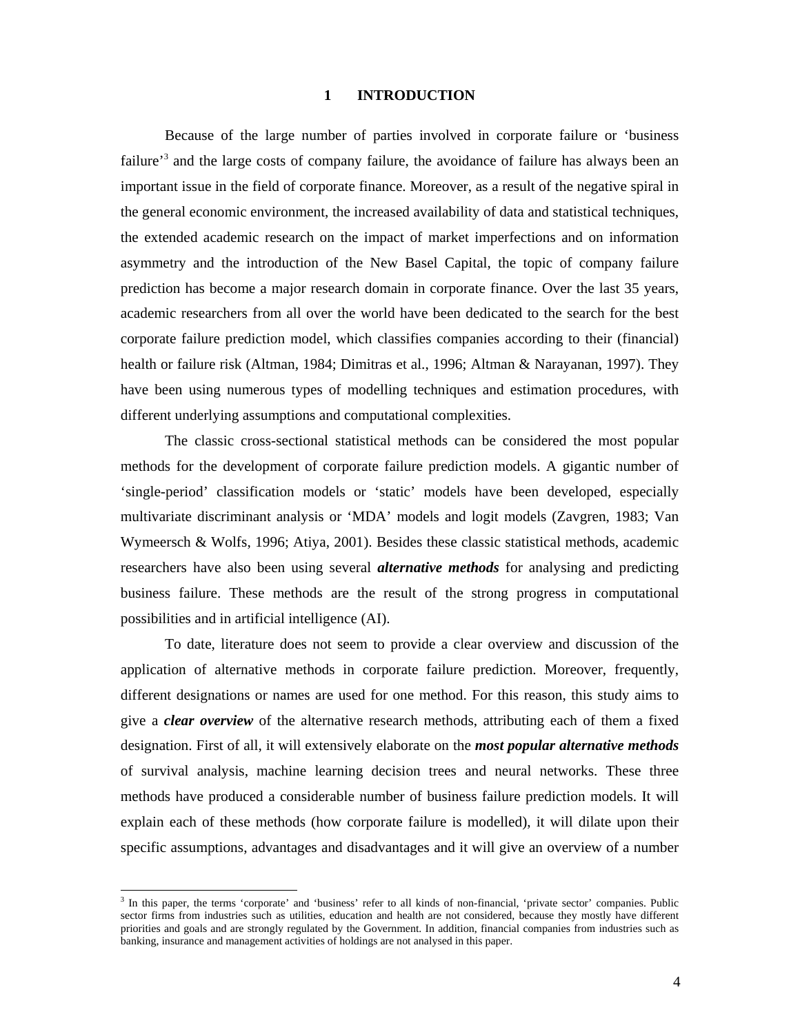# 1 INTRODUCTION

Because of the large number of parties involved in corporate failure or 'business failure'[3] and the large costs of company failure, the avoidance of failure has always been an important issue in the field of corporate finance. Moreover, as a result of the negative spiral in the general economic environment, the increased availability of data and statistical techniques, the extended academic research on the impact of market imperfections and on information asymmetry and the introduction of the New Basel Capital, the topic of company failure prediction has become a major research domain in corporate finance. Over the last 35 years, academic researchers from all over the world have been dedicated to the search for the best corporate failure prediction model, which classifies companies according to their (financial) health or failure risk (Altman, 1984; Dimitras et al., 1996; Altman & Narayanan, 1997). They have been using numerous types of modelling techniques and estimation procedures, with different underlying assumptions and computational complexities.

The classic cross-sectional statistical methods can be considered the most popular methods for the development of corporate failure prediction models. A gigantic number of 'single-period' classification models or 'static' models have been developed, especially multivariate discriminant analysis or 'MDA' models and logit models (Zavgren, 1983; Van Wymeersch & Wolfs, 1996; Atiya, 2001). Besides these classic statistical methods, academic researchers have also been using several ***alternative methods*** for analysing and predicting business failure. These methods are the result of the strong progress in computational possibilities and in artificial intelligence (AI).

To date, literature does not seem to provide a clear overview and discussion of the application of alternative methods in corporate failure prediction. Moreover, frequently, different designations or names are used for one method. For this reason, this study aims to give a ***clear overview*** of the alternative research methods, attributing each of them a fixed designation. First of all, it will extensively elaborate on the ***most popular alternative methods*** of survival analysis, machine learning decision trees and neural networks. These three methods have produced a considerable number of business failure prediction models. It will explain each of these methods (how corporate failure is modelled), it will dilate upon their specific assumptions, advantages and disadvantages and it will give an overview of a number

[3] In this paper, the terms 'corporate' and 'business' refer to all kinds of non-financial, 'private sector' companies. Public sector firms from industries such as utilities, education and health are not considered, because they mostly have different priorities and goals and are strongly regulated by the Government. In addition, financial companies from industries such as banking, insurance and management activities of holdings are not analysed in this paper.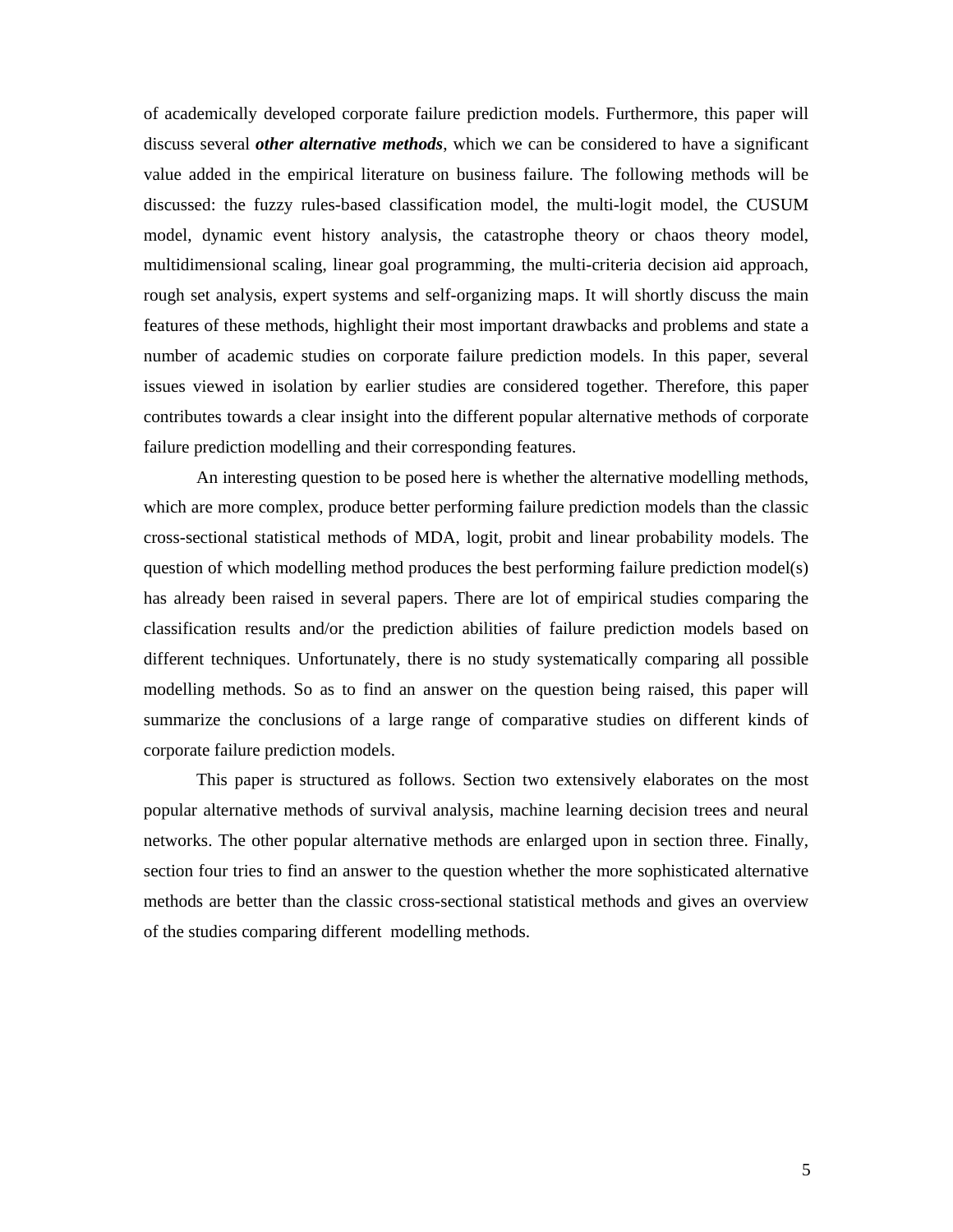of academically developed corporate failure prediction models. Furthermore, this paper will discuss several ***other alternative methods***, which we can be considered to have a significant value added in the empirical literature on business failure. The following methods will be discussed: the fuzzy rules-based classification model, the multi-logit model, the CUSUM model, dynamic event history analysis, the catastrophe theory or chaos theory model, multidimensional scaling, linear goal programming, the multi-criteria decision aid approach, rough set analysis, expert systems and self-organizing maps. It will shortly discuss the main features of these methods, highlight their most important drawbacks and problems and state a number of academic studies on corporate failure prediction models. In this paper, several issues viewed in isolation by earlier studies are considered together. Therefore, this paper contributes towards a clear insight into the different popular alternative methods of corporate failure prediction modelling and their corresponding features.

An interesting question to be posed here is whether the alternative modelling methods, which are more complex, produce better performing failure prediction models than the classic cross-sectional statistical methods of MDA, logit, probit and linear probability models. The question of which modelling method produces the best performing failure prediction model(s) has already been raised in several papers. There are lot of empirical studies comparing the classification results and/or the prediction abilities of failure prediction models based on different techniques. Unfortunately, there is no study systematically comparing all possible modelling methods. So as to find an answer on the question being raised, this paper will summarize the conclusions of a large range of comparative studies on different kinds of corporate failure prediction models.

This paper is structured as follows. Section two extensively elaborates on the most popular alternative methods of survival analysis, machine learning decision trees and neural networks. The other popular alternative methods are enlarged upon in section three. Finally, section four tries to find an answer to the question whether the more sophisticated alternative methods are better than the classic cross-sectional statistical methods and gives an overview of the studies comparing different modelling methods.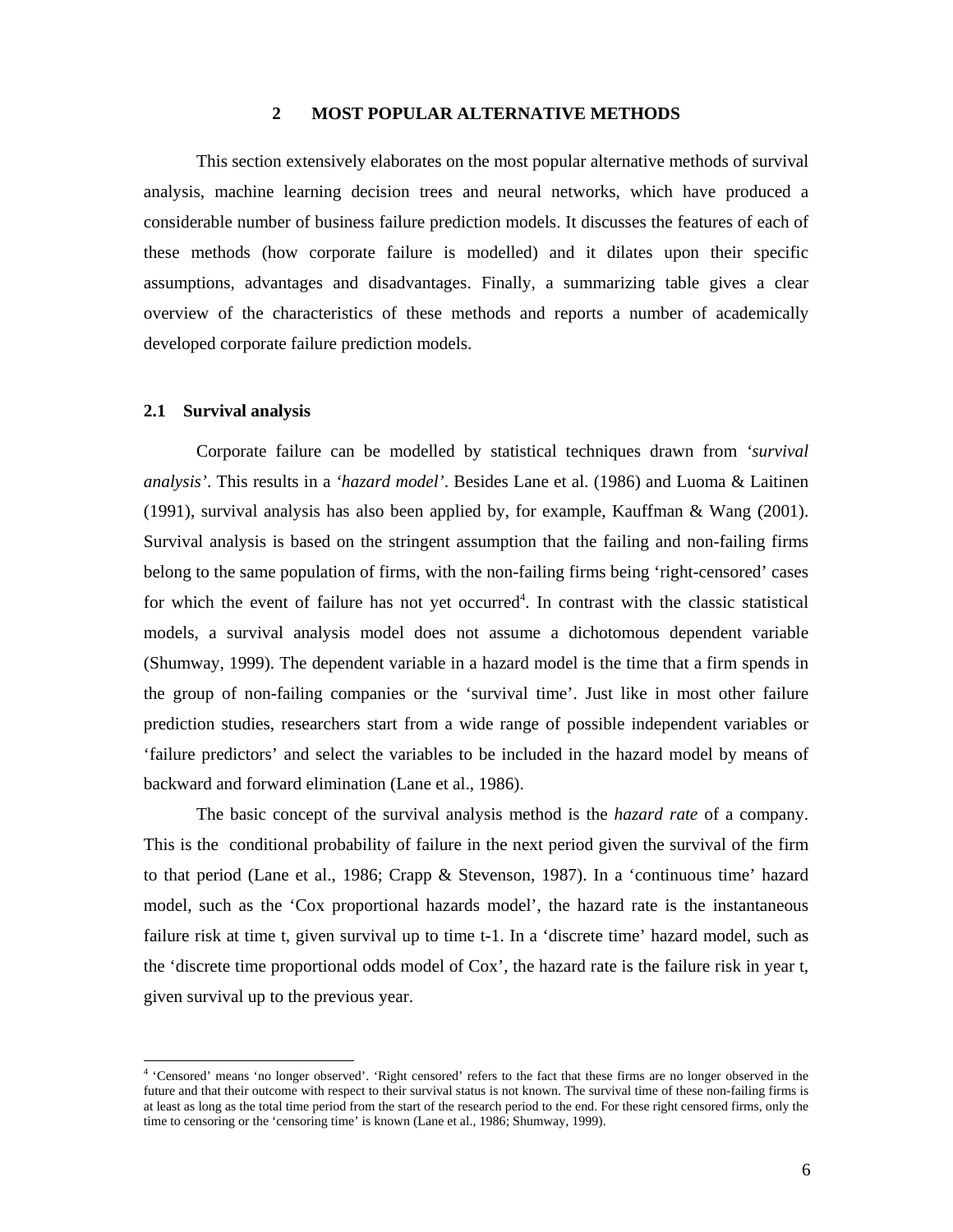## 2 MOST POPULAR ALTERNATIVE METHODS

This section extensively elaborates on the most popular alternative methods of survival analysis, machine learning decision trees and neural networks, which have produced a considerable number of business failure prediction models. It discusses the features of each of these methods (how corporate failure is modelled) and it dilates upon their specific assumptions, advantages and disadvantages. Finally, a summarizing table gives a clear overview of the characteristics of these methods and reports a number of academically developed corporate failure prediction models.

### 2.1 Survival analysis

Corporate failure can be modelled by statistical techniques drawn from *'survival analysis'*. This results in a *'hazard model'*. Besides Lane et al. (1986) and Luoma & Laitinen (1991), survival analysis has also been applied by, for example, Kauffman & Wang (2001). Survival analysis is based on the stringent assumption that the failing and non-failing firms belong to the same population of firms, with the non-failing firms being 'right-censored' cases for which the event of failure has not yet occurred[4]. In contrast with the classic statistical models, a survival analysis model does not assume a dichotomous dependent variable (Shumway, 1999). The dependent variable in a hazard model is the time that a firm spends in the group of non-failing companies or the 'survival time'. Just like in most other failure prediction studies, researchers start from a wide range of possible independent variables or 'failure predictors' and select the variables to be included in the hazard model by means of backward and forward elimination (Lane et al., 1986).

The basic concept of the survival analysis method is the *hazard rate* of a company. This is the conditional probability of failure in the next period given the survival of the firm to that period (Lane et al., 1986; Crapp & Stevenson, 1987). In a 'continuous time' hazard model, such as the 'Cox proportional hazards model', the hazard rate is the instantaneous failure risk at time t, given survival up to time t-1. In a 'discrete time' hazard model, such as the 'discrete time proportional odds model of Cox', the hazard rate is the failure risk in year t, given survival up to the previous year.

[4] 'Censored' means 'no longer observed'. 'Right censored' refers to the fact that these firms are no longer observed in the future and that their outcome with respect to their survival status is not known. The survival time of these non-failing firms is at least as long as the total time period from the start of the research period to the end. For these right censored firms, only the time to censoring or the 'censoring time' is known (Lane et al., 1986; Shumway, 1999).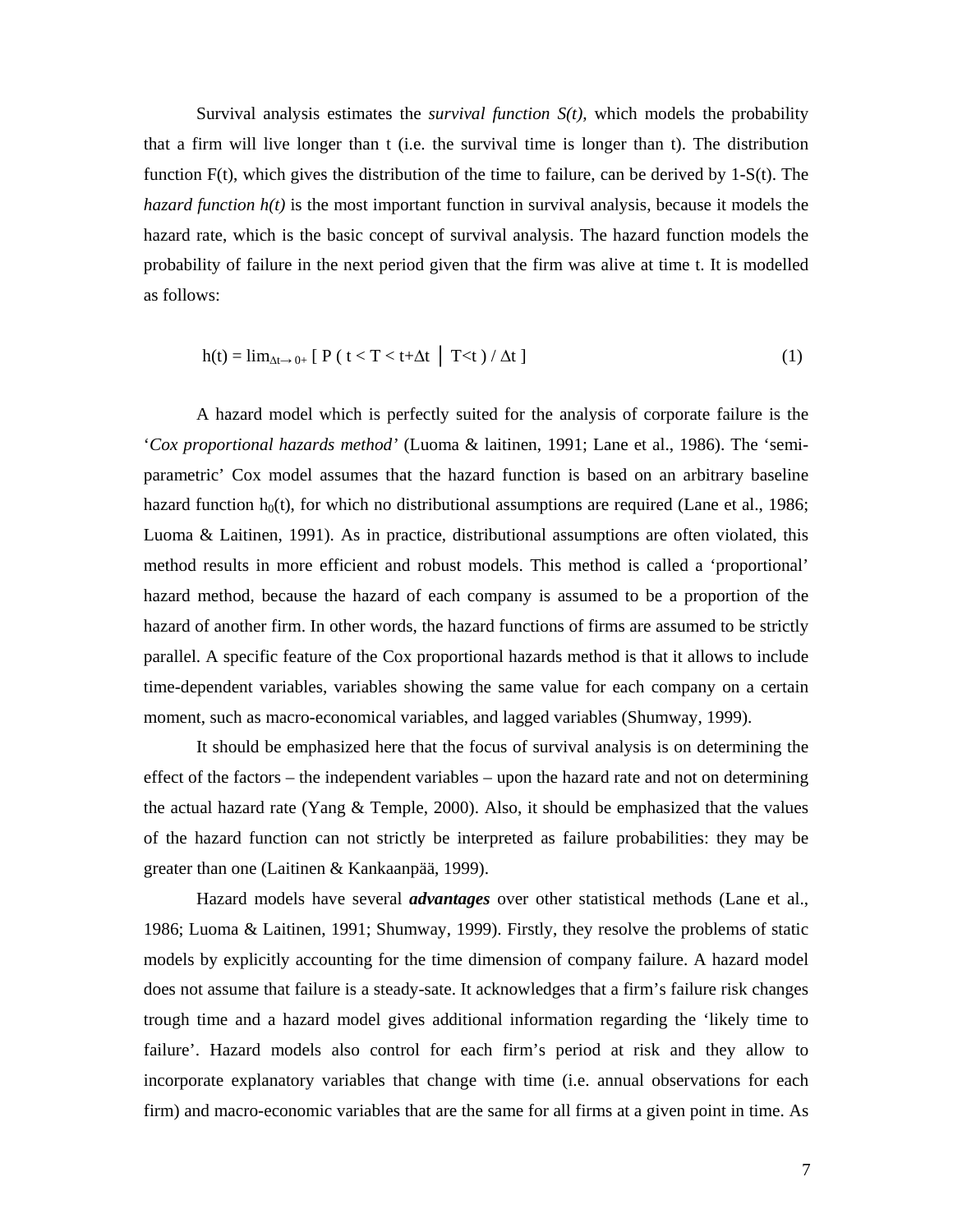Survival analysis estimates the *survival function S(t),* which models the probability that a firm will live longer than t (i.e. the survival time is longer than t). The distribution function F(t), which gives the distribution of the time to failure, can be derived by 1-S(t). The *hazard function h(t)* is the most important function in survival analysis, because it models the hazard rate, which is the basic concept of survival analysis. The hazard function models the probability of failure in the next period given that the firm was alive at time t. It is modelled as follows:

$$h(t) = \lim_{\Delta t \rightarrow 0+} [\, P(\, t < T < t+\Delta t \mid T<t\,) / \Delta t\,] \quad (1)$$

A hazard model which is perfectly suited for the analysis of corporate failure is the '*Cox proportional hazards method'* (Luoma & laitinen, 1991; Lane et al., 1986). The 'semi-parametric' Cox model assumes that the hazard function is based on an arbitrary baseline hazard function $h_0(t)$, for which no distributional assumptions are required (Lane et al., 1986; Luoma & Laitinen, 1991). As in practice, distributional assumptions are often violated, this method results in more efficient and robust models. This method is called a 'proportional' hazard method, because the hazard of each company is assumed to be a proportion of the hazard of another firm. In other words, the hazard functions of firms are assumed to be strictly parallel. A specific feature of the Cox proportional hazards method is that it allows to include time-dependent variables, variables showing the same value for each company on a certain moment, such as macro-economical variables, and lagged variables (Shumway, 1999).

It should be emphasized here that the focus of survival analysis is on determining the effect of the factors – the independent variables – upon the hazard rate and not on determining the actual hazard rate (Yang & Temple, 2000). Also, it should be emphasized that the values of the hazard function can not strictly be interpreted as failure probabilities: they may be greater than one (Laitinen & Kankaanpää, 1999).

Hazard models have several ***advantages*** over other statistical methods (Lane et al., 1986; Luoma & Laitinen, 1991; Shumway, 1999). Firstly, they resolve the problems of static models by explicitly accounting for the time dimension of company failure. A hazard model does not assume that failure is a steady-sate. It acknowledges that a firm's failure risk changes trough time and a hazard model gives additional information regarding the 'likely time to failure'. Hazard models also control for each firm's period at risk and they allow to incorporate explanatory variables that change with time (i.e. annual observations for each firm) and macro-economic variables that are the same for all firms at a given point in time. As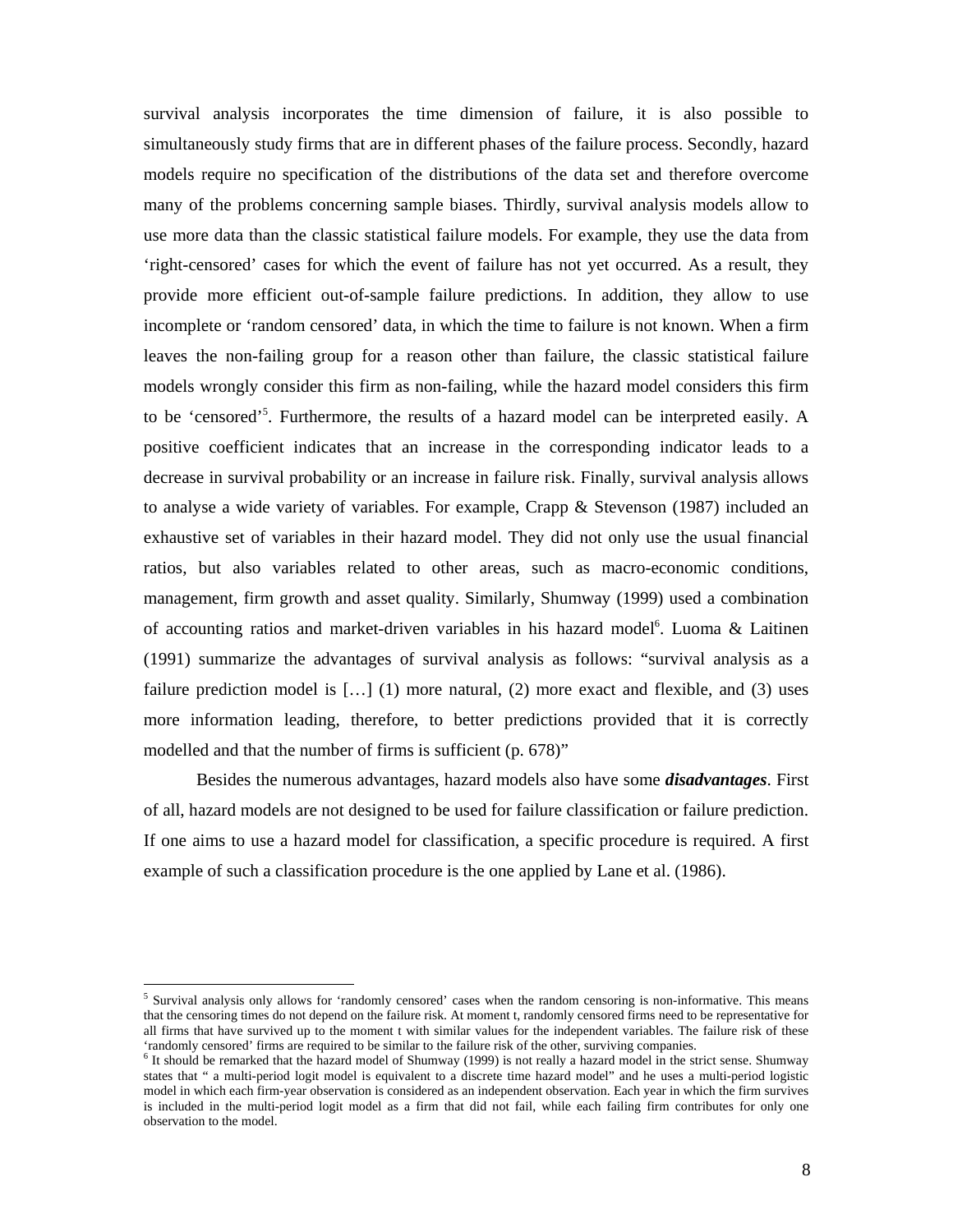survival analysis incorporates the time dimension of failure, it is also possible to simultaneously study firms that are in different phases of the failure process. Secondly, hazard models require no specification of the distributions of the data set and therefore overcome many of the problems concerning sample biases. Thirdly, survival analysis models allow to use more data than the classic statistical failure models. For example, they use the data from 'right-censored' cases for which the event of failure has not yet occurred. As a result, they provide more efficient out-of-sample failure predictions. In addition, they allow to use incomplete or 'random censored' data, in which the time to failure is not known. When a firm leaves the non-failing group for a reason other than failure, the classic statistical failure models wrongly consider this firm as non-failing, while the hazard model considers this firm to be 'censored'[5]. Furthermore, the results of a hazard model can be interpreted easily. A positive coefficient indicates that an increase in the corresponding indicator leads to a decrease in survival probability or an increase in failure risk. Finally, survival analysis allows to analyse a wide variety of variables. For example, Crapp & Stevenson (1987) included an exhaustive set of variables in their hazard model. They did not only use the usual financial ratios, but also variables related to other areas, such as macro-economic conditions, management, firm growth and asset quality. Similarly, Shumway (1999) used a combination of accounting ratios and market-driven variables in his hazard model[6]. Luoma & Laitinen (1991) summarize the advantages of survival analysis as follows: "survival analysis as a failure prediction model is […] (1) more natural, (2) more exact and flexible, and (3) uses more information leading, therefore, to better predictions provided that it is correctly modelled and that the number of firms is sufficient (p. 678)"

Besides the numerous advantages, hazard models also have some ***disadvantages***. First of all, hazard models are not designed to be used for failure classification or failure prediction. If one aims to use a hazard model for classification, a specific procedure is required. A first example of such a classification procedure is the one applied by Lane et al. (1986).

---

[5] Survival analysis only allows for 'randomly censored' cases when the random censoring is non-informative. This means that the censoring times do not depend on the failure risk. At moment t, randomly censored firms need to be representative for all firms that have survived up to the moment t with similar values for the independent variables. The failure risk of these 'randomly censored' firms are required to be similar to the failure risk of the other, surviving companies.

[6] It should be remarked that the hazard model of Shumway (1999) is not really a hazard model in the strict sense. Shumway states that " a multi-period logit model is equivalent to a discrete time hazard model" and he uses a multi-period logistic model in which each firm-year observation is considered as an independent observation. Each year in which the firm survives is included in the multi-period logit model as a firm that did not fail, while each failing firm contributes for only one observation to the model.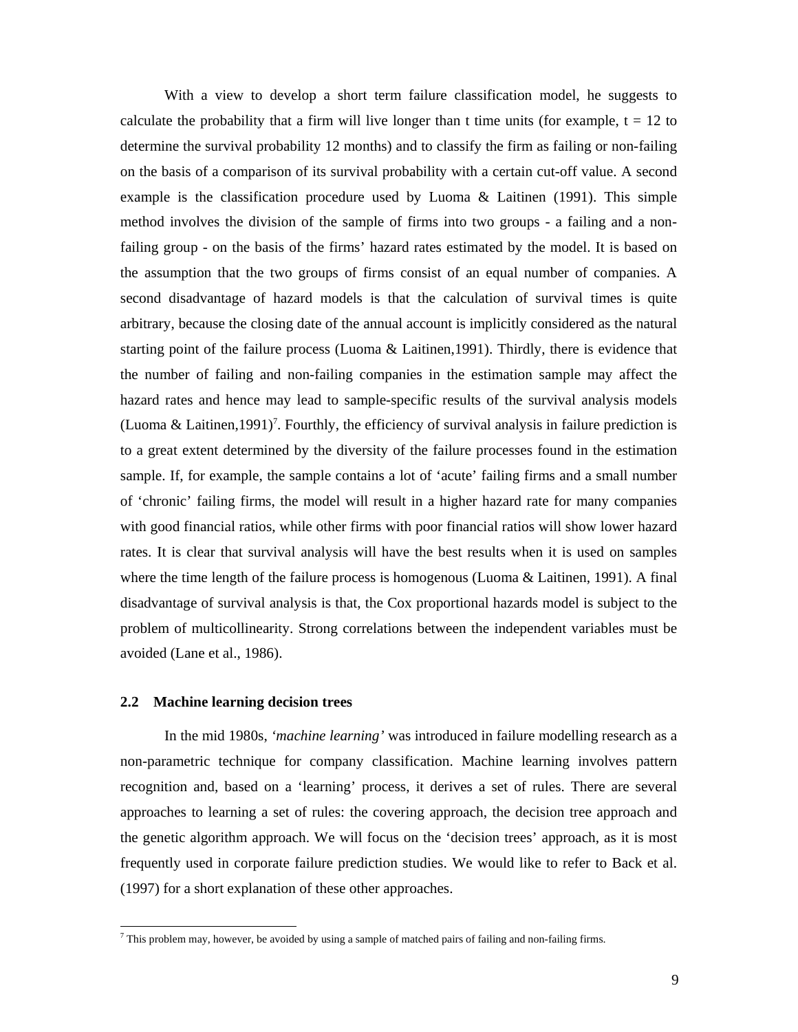With a view to develop a short term failure classification model, he suggests to calculate the probability that a firm will live longer than t time units (for example, t = 12 to determine the survival probability 12 months) and to classify the firm as failing or non-failing on the basis of a comparison of its survival probability with a certain cut-off value. A second example is the classification procedure used by Luoma & Laitinen (1991). This simple method involves the division of the sample of firms into two groups - a failing and a non-failing group - on the basis of the firms' hazard rates estimated by the model. It is based on the assumption that the two groups of firms consist of an equal number of companies. A second disadvantage of hazard models is that the calculation of survival times is quite arbitrary, because the closing date of the annual account is implicitly considered as the natural starting point of the failure process (Luoma & Laitinen,1991). Thirdly, there is evidence that the number of failing and non-failing companies in the estimation sample may affect the hazard rates and hence may lead to sample-specific results of the survival analysis models (Luoma & Laitinen,1991)[7]. Fourthly, the efficiency of survival analysis in failure prediction is to a great extent determined by the diversity of the failure processes found in the estimation sample. If, for example, the sample contains a lot of 'acute' failing firms and a small number of 'chronic' failing firms, the model will result in a higher hazard rate for many companies with good financial ratios, while other firms with poor financial ratios will show lower hazard rates. It is clear that survival analysis will have the best results when it is used on samples where the time length of the failure process is homogenous (Luoma & Laitinen, 1991). A final disadvantage of survival analysis is that, the Cox proportional hazards model is subject to the problem of multicollinearity. Strong correlations between the independent variables must be avoided (Lane et al., 1986).

### 2.2 Machine learning decision trees

In the mid 1980s, *'machine learning'* was introduced in failure modelling research as a non-parametric technique for company classification. Machine learning involves pattern recognition and, based on a 'learning' process, it derives a set of rules. There are several approaches to learning a set of rules: the covering approach, the decision tree approach and the genetic algorithm approach. We will focus on the 'decision trees' approach, as it is most frequently used in corporate failure prediction studies. We would like to refer to Back et al. (1997) for a short explanation of these other approaches.

[7] This problem may, however, be avoided by using a sample of matched pairs of failing and non-failing firms.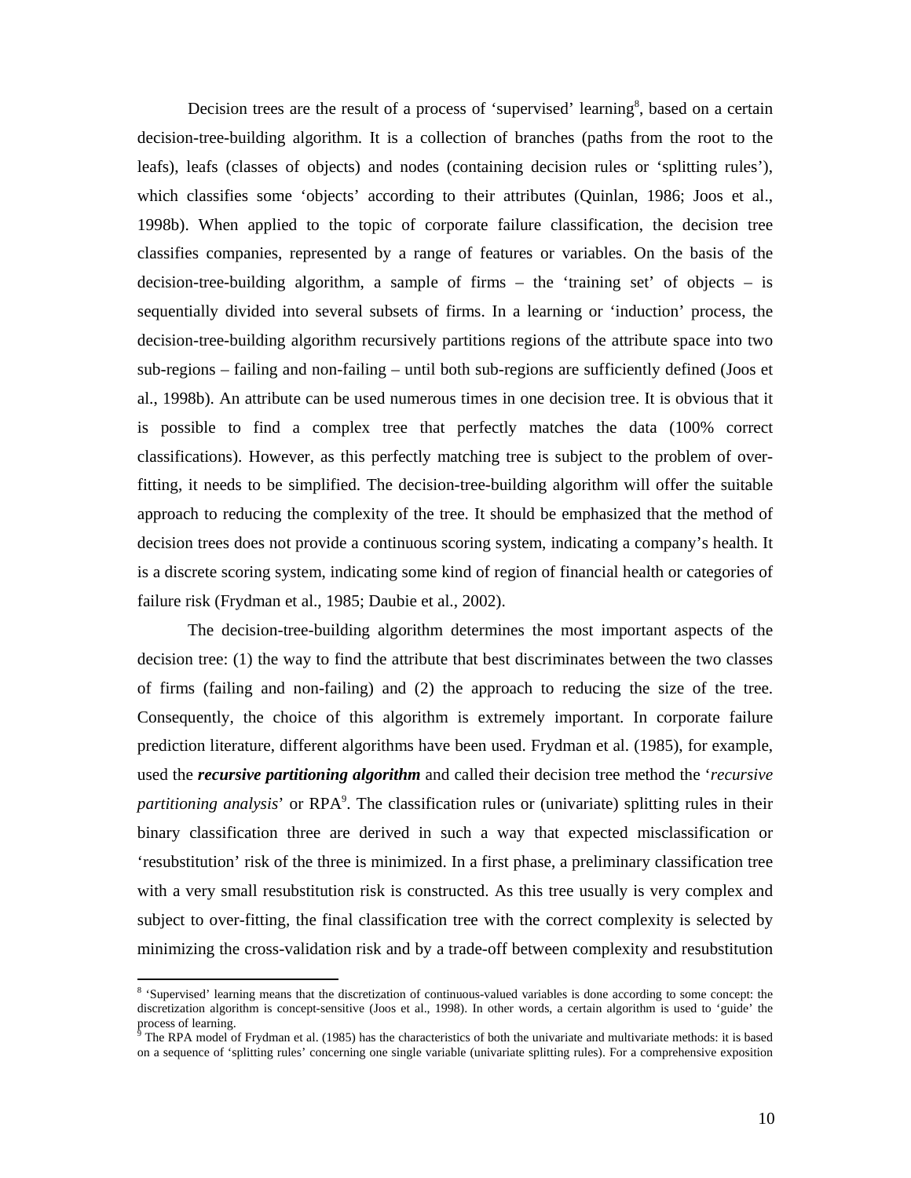Decision trees are the result of a process of 'supervised' learning[8], based on a certain decision-tree-building algorithm. It is a collection of branches (paths from the root to the leafs), leafs (classes of objects) and nodes (containing decision rules or 'splitting rules'), which classifies some 'objects' according to their attributes (Quinlan, 1986; Joos et al., 1998b). When applied to the topic of corporate failure classification, the decision tree classifies companies, represented by a range of features or variables. On the basis of the decision-tree-building algorithm, a sample of firms – the 'training set' of objects – is sequentially divided into several subsets of firms. In a learning or 'induction' process, the decision-tree-building algorithm recursively partitions regions of the attribute space into two sub-regions – failing and non-failing – until both sub-regions are sufficiently defined (Joos et al., 1998b). An attribute can be used numerous times in one decision tree. It is obvious that it is possible to find a complex tree that perfectly matches the data (100% correct classifications). However, as this perfectly matching tree is subject to the problem of over-fitting, it needs to be simplified. The decision-tree-building algorithm will offer the suitable approach to reducing the complexity of the tree. It should be emphasized that the method of decision trees does not provide a continuous scoring system, indicating a company's health. It is a discrete scoring system, indicating some kind of region of financial health or categories of failure risk (Frydman et al., 1985; Daubie et al., 2002).

The decision-tree-building algorithm determines the most important aspects of the decision tree: (1) the way to find the attribute that best discriminates between the two classes of firms (failing and non-failing) and (2) the approach to reducing the size of the tree. Consequently, the choice of this algorithm is extremely important. In corporate failure prediction literature, different algorithms have been used. Frydman et al. (1985), for example, used the ***recursive partitioning algorithm*** and called their decision tree method the '*recursive partitioning analysis*' or RPA[9]. The classification rules or (univariate) splitting rules in their binary classification three are derived in such a way that expected misclassification or 'resubstitution' risk of the three is minimized. In a first phase, a preliminary classification tree with a very small resubstitution risk is constructed. As this tree usually is very complex and subject to over-fitting, the final classification tree with the correct complexity is selected by minimizing the cross-validation risk and by a trade-off between complexity and resubstitution

---

[8] 'Supervised' learning means that the discretization of continuous-valued variables is done according to some concept: the discretization algorithm is concept-sensitive (Joos et al., 1998). In other words, a certain algorithm is used to 'guide' the process of learning.

[9] The RPA model of Frydman et al. (1985) has the characteristics of both the univariate and multivariate methods: it is based on a sequence of 'splitting rules' concerning one single variable (univariate splitting rules). For a comprehensive exposition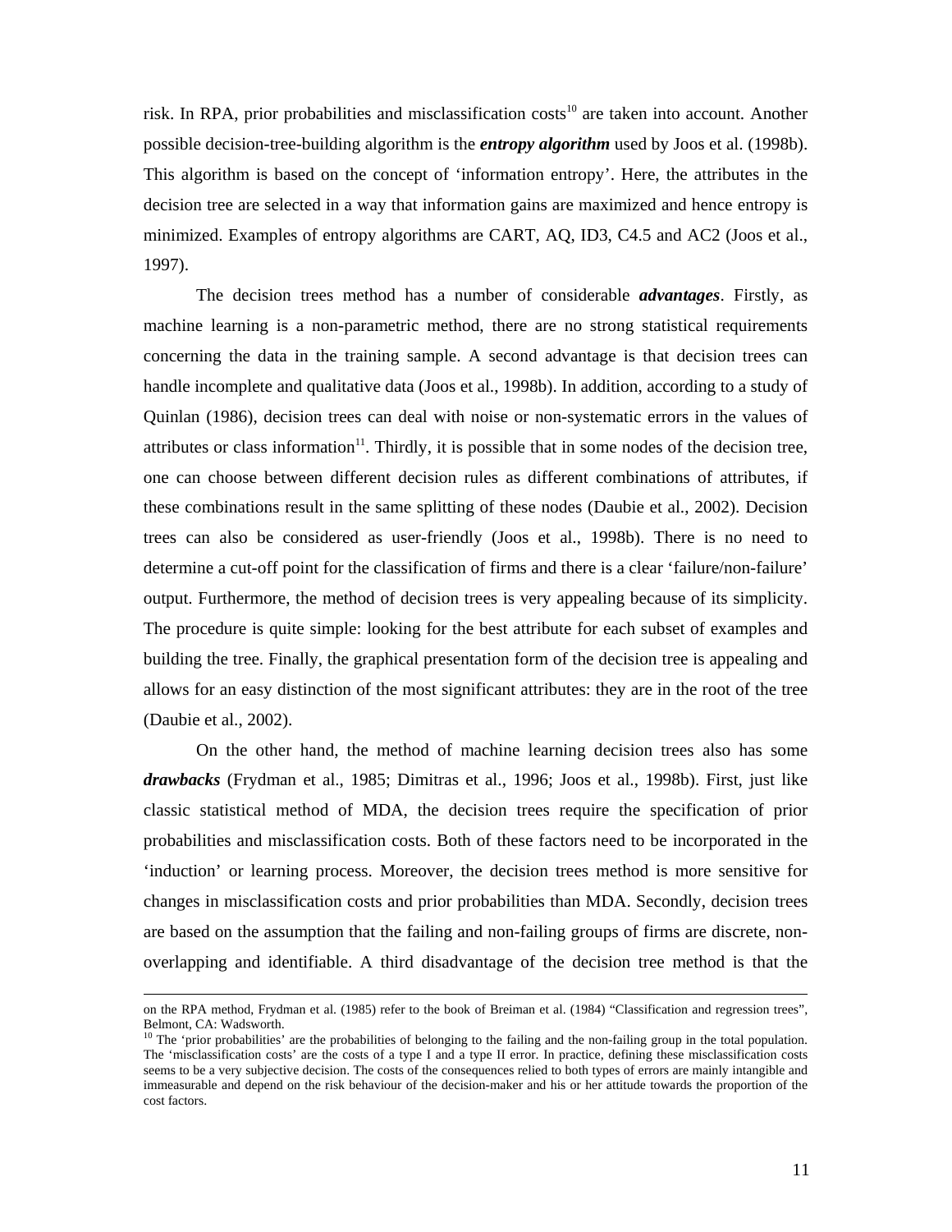risk. In RPA, prior probabilities and misclassification costs[10] are taken into account. Another possible decision-tree-building algorithm is the ***entropy algorithm*** used by Joos et al. (1998b). This algorithm is based on the concept of 'information entropy'. Here, the attributes in the decision tree are selected in a way that information gains are maximized and hence entropy is minimized. Examples of entropy algorithms are CART, AQ, ID3, C4.5 and AC2 (Joos et al., 1997).

The decision trees method has a number of considerable ***advantages***. Firstly, as machine learning is a non-parametric method, there are no strong statistical requirements concerning the data in the training sample. A second advantage is that decision trees can handle incomplete and qualitative data (Joos et al., 1998b). In addition, according to a study of Quinlan (1986), decision trees can deal with noise or non-systematic errors in the values of attributes or class information[11]. Thirdly, it is possible that in some nodes of the decision tree, one can choose between different decision rules as different combinations of attributes, if these combinations result in the same splitting of these nodes (Daubie et al., 2002). Decision trees can also be considered as user-friendly (Joos et al., 1998b). There is no need to determine a cut-off point for the classification of firms and there is a clear 'failure/non-failure' output. Furthermore, the method of decision trees is very appealing because of its simplicity. The procedure is quite simple: looking for the best attribute for each subset of examples and building the tree. Finally, the graphical presentation form of the decision tree is appealing and allows for an easy distinction of the most significant attributes: they are in the root of the tree (Daubie et al., 2002).

On the other hand, the method of machine learning decision trees also has some ***drawbacks*** (Frydman et al., 1985; Dimitras et al., 1996; Joos et al., 1998b). First, just like classic statistical method of MDA, the decision trees require the specification of prior probabilities and misclassification costs. Both of these factors need to be incorporated in the 'induction' or learning process. Moreover, the decision trees method is more sensitive for changes in misclassification costs and prior probabilities than MDA. Secondly, decision trees are based on the assumption that the failing and non-failing groups of firms are discrete, non-overlapping and identifiable. A third disadvantage of the decision tree method is that the

---

on the RPA method, Frydman et al. (1985) refer to the book of Breiman et al. (1984) "Classification and regression trees", Belmont, CA: Wadsworth.

[10] The 'prior probabilities' are the probabilities of belonging to the failing and the non-failing group in the total population. The 'misclassification costs' are the costs of a type I and a type II error. In practice, defining these misclassification costs seems to be a very subjective decision. The costs of the consequences relied to both types of errors are mainly intangible and immeasurable and depend on the risk behaviour of the decision-maker and his or her attitude towards the proportion of the cost factors.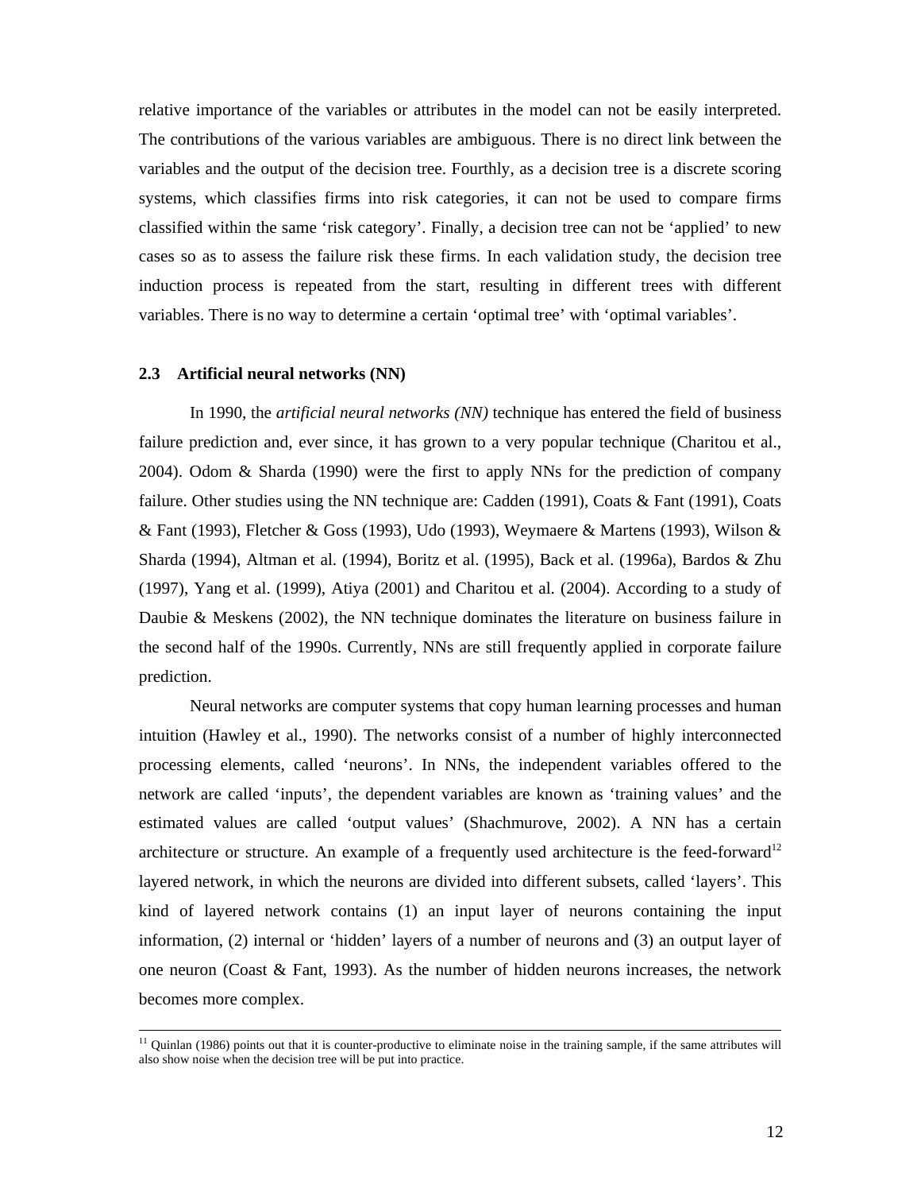relative importance of the variables or attributes in the model can not be easily interpreted. The contributions of the various variables are ambiguous. There is no direct link between the variables and the output of the decision tree. Fourthly, as a decision tree is a discrete scoring systems, which classifies firms into risk categories, it can not be used to compare firms classified within the same 'risk category'. Finally, a decision tree can not be 'applied' to new cases so as to assess the failure risk these firms. In each validation study, the decision tree induction process is repeated from the start, resulting in different trees with different variables. There is no way to determine a certain 'optimal tree' with 'optimal variables'.

### 2.3 Artificial neural networks (NN)

In 1990, the *artificial neural networks (NN)* technique has entered the field of business failure prediction and, ever since, it has grown to a very popular technique (Charitou et al., 2004). Odom & Sharda (1990) were the first to apply NNs for the prediction of company failure. Other studies using the NN technique are: Cadden (1991), Coats & Fant (1991), Coats & Fant (1993), Fletcher & Goss (1993), Udo (1993), Weymaere & Martens (1993), Wilson & Sharda (1994), Altman et al. (1994), Boritz et al. (1995), Back et al. (1996a), Bardos & Zhu (1997), Yang et al. (1999), Atiya (2001) and Charitou et al. (2004). According to a study of Daubie & Meskens (2002), the NN technique dominates the literature on business failure in the second half of the 1990s. Currently, NNs are still frequently applied in corporate failure prediction.

Neural networks are computer systems that copy human learning processes and human intuition (Hawley et al., 1990). The networks consist of a number of highly interconnected processing elements, called 'neurons'. In NNs, the independent variables offered to the network are called 'inputs', the dependent variables are known as 'training values' and the estimated values are called 'output values' (Shachmurove, 2002). A NN has a certain architecture or structure. An example of a frequently used architecture is the feed-forward[12] layered network, in which the neurons are divided into different subsets, called 'layers'. This kind of layered network contains (1) an input layer of neurons containing the input information, (2) internal or 'hidden' layers of a number of neurons and (3) an output layer of one neuron (Coast & Fant, 1993). As the number of hidden neurons increases, the network becomes more complex.

---

[11] Quinlan (1986) points out that it is counter-productive to eliminate noise in the training sample, if the same attributes will also show noise when the decision tree will be put into practice.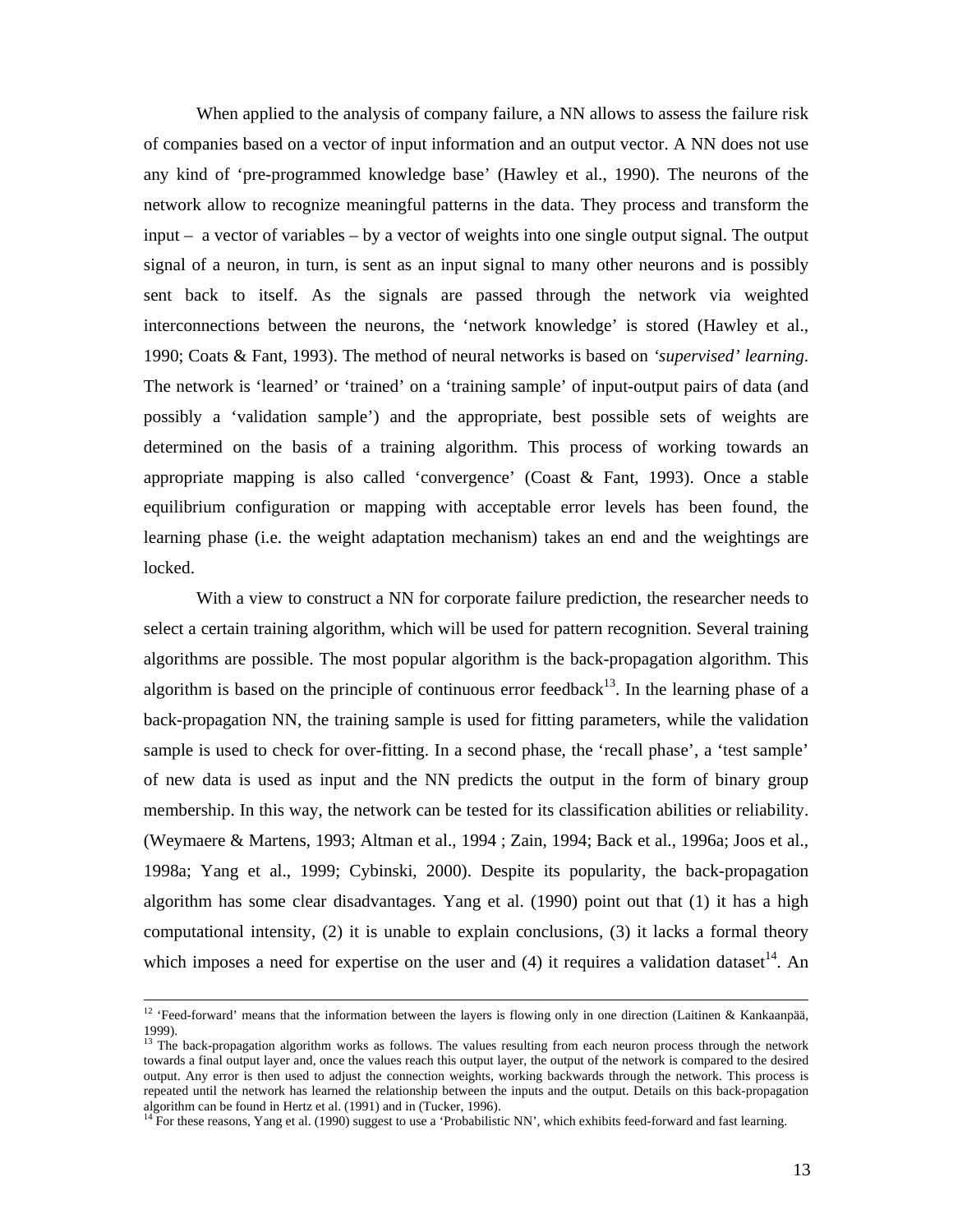When applied to the analysis of company failure, a NN allows to assess the failure risk of companies based on a vector of input information and an output vector. A NN does not use any kind of 'pre-programmed knowledge base' (Hawley et al., 1990). The neurons of the network allow to recognize meaningful patterns in the data. They process and transform the input – a vector of variables – by a vector of weights into one single output signal. The output signal of a neuron, in turn, is sent as an input signal to many other neurons and is possibly sent back to itself. As the signals are passed through the network via weighted interconnections between the neurons, the 'network knowledge' is stored (Hawley et al., 1990; Coats & Fant, 1993). The method of neural networks is based on *'supervised' learning*. The network is 'learned' or 'trained' on a 'training sample' of input-output pairs of data (and possibly a 'validation sample') and the appropriate, best possible sets of weights are determined on the basis of a training algorithm. This process of working towards an appropriate mapping is also called 'convergence' (Coast & Fant, 1993). Once a stable equilibrium configuration or mapping with acceptable error levels has been found, the learning phase (i.e. the weight adaptation mechanism) takes an end and the weightings are locked.

With a view to construct a NN for corporate failure prediction, the researcher needs to select a certain training algorithm, which will be used for pattern recognition. Several training algorithms are possible. The most popular algorithm is the back-propagation algorithm. This algorithm is based on the principle of continuous error feedback[13]. In the learning phase of a back-propagation NN, the training sample is used for fitting parameters, while the validation sample is used to check for over-fitting. In a second phase, the 'recall phase', a 'test sample' of new data is used as input and the NN predicts the output in the form of binary group membership. In this way, the network can be tested for its classification abilities or reliability. (Weymaere & Martens, 1993; Altman et al., 1994 ; Zain, 1994; Back et al., 1996a; Joos et al., 1998a; Yang et al., 1999; Cybinski, 2000). Despite its popularity, the back-propagation algorithm has some clear disadvantages. Yang et al. (1990) point out that (1) it has a high computational intensity, (2) it is unable to explain conclusions, (3) it lacks a formal theory which imposes a need for expertise on the user and (4) it requires a validation dataset[14]. An

---

[12] 'Feed-forward' means that the information between the layers is flowing only in one direction (Laitinen & Kankaanpää, 1999).

[13] The back-propagation algorithm works as follows. The values resulting from each neuron process through the network towards a final output layer and, once the values reach this output layer, the output of the network is compared to the desired output. Any error is then used to adjust the connection weights, working backwards through the network. This process is repeated until the network has learned the relationship between the inputs and the output. Details on this back-propagation algorithm can be found in Hertz et al. (1991) and in (Tucker, 1996).

[14] For these reasons, Yang et al. (1990) suggest to use a 'Probabilistic NN', which exhibits feed-forward and fast learning.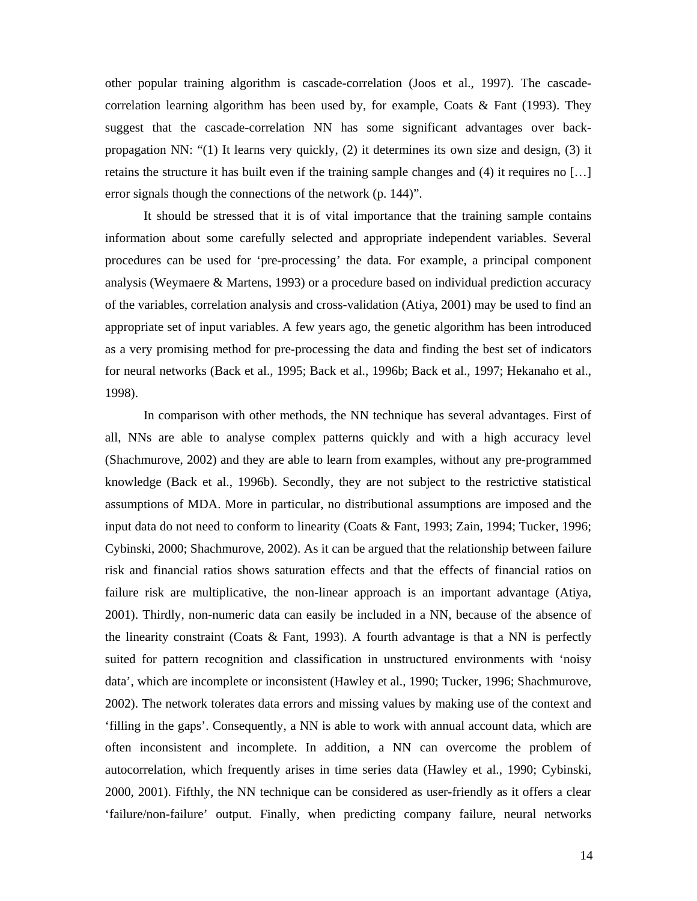other popular training algorithm is cascade-correlation (Joos et al., 1997). The cascade-correlation learning algorithm has been used by, for example, Coats & Fant (1993). They suggest that the cascade-correlation NN has some significant advantages over back-propagation NN: "(1) It learns very quickly, (2) it determines its own size and design, (3) it retains the structure it has built even if the training sample changes and (4) it requires no […] error signals though the connections of the network (p. 144)".

It should be stressed that it is of vital importance that the training sample contains information about some carefully selected and appropriate independent variables. Several procedures can be used for 'pre-processing' the data. For example, a principal component analysis (Weymaere & Martens, 1993) or a procedure based on individual prediction accuracy of the variables, correlation analysis and cross-validation (Atiya, 2001) may be used to find an appropriate set of input variables. A few years ago, the genetic algorithm has been introduced as a very promising method for pre-processing the data and finding the best set of indicators for neural networks (Back et al., 1995; Back et al., 1996b; Back et al., 1997; Hekanaho et al., 1998).

In comparison with other methods, the NN technique has several advantages. First of all, NNs are able to analyse complex patterns quickly and with a high accuracy level (Shachmurove, 2002) and they are able to learn from examples, without any pre-programmed knowledge (Back et al., 1996b). Secondly, they are not subject to the restrictive statistical assumptions of MDA. More in particular, no distributional assumptions are imposed and the input data do not need to conform to linearity (Coats & Fant, 1993; Zain, 1994; Tucker, 1996; Cybinski, 2000; Shachmurove, 2002). As it can be argued that the relationship between failure risk and financial ratios shows saturation effects and that the effects of financial ratios on failure risk are multiplicative, the non-linear approach is an important advantage (Atiya, 2001). Thirdly, non-numeric data can easily be included in a NN, because of the absence of the linearity constraint (Coats & Fant, 1993). A fourth advantage is that a NN is perfectly suited for pattern recognition and classification in unstructured environments with 'noisy data', which are incomplete or inconsistent (Hawley et al., 1990; Tucker, 1996; Shachmurove, 2002). The network tolerates data errors and missing values by making use of the context and 'filling in the gaps'. Consequently, a NN is able to work with annual account data, which are often inconsistent and incomplete. In addition, a NN can overcome the problem of autocorrelation, which frequently arises in time series data (Hawley et al., 1990; Cybinski, 2000, 2001). Fifthly, the NN technique can be considered as user-friendly as it offers a clear 'failure/non-failure' output. Finally, when predicting company failure, neural networks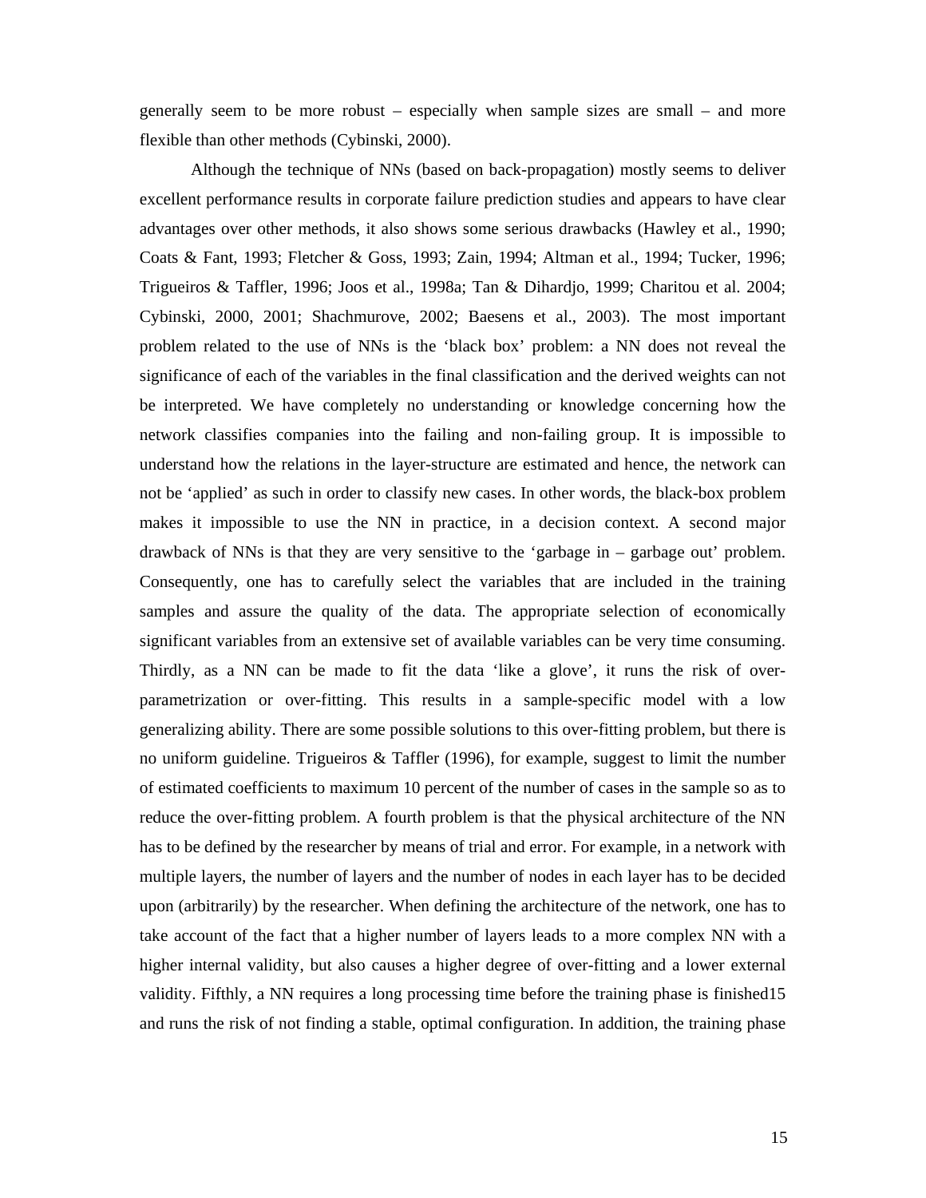generally seem to be more robust – especially when sample sizes are small – and more flexible than other methods (Cybinski, 2000).

Although the technique of NNs (based on back-propagation) mostly seems to deliver excellent performance results in corporate failure prediction studies and appears to have clear advantages over other methods, it also shows some serious drawbacks (Hawley et al., 1990; Coats & Fant, 1993; Fletcher & Goss, 1993; Zain, 1994; Altman et al., 1994; Tucker, 1996; Trigueiros & Taffler, 1996; Joos et al., 1998a; Tan & Dihardjo, 1999; Charitou et al. 2004; Cybinski, 2000, 2001; Shachmurove, 2002; Baesens et al., 2003). The most important problem related to the use of NNs is the 'black box' problem: a NN does not reveal the significance of each of the variables in the final classification and the derived weights can not be interpreted. We have completely no understanding or knowledge concerning how the network classifies companies into the failing and non-failing group. It is impossible to understand how the relations in the layer-structure are estimated and hence, the network can not be 'applied' as such in order to classify new cases. In other words, the black-box problem makes it impossible to use the NN in practice, in a decision context. A second major drawback of NNs is that they are very sensitive to the 'garbage in – garbage out' problem. Consequently, one has to carefully select the variables that are included in the training samples and assure the quality of the data. The appropriate selection of economically significant variables from an extensive set of available variables can be very time consuming. Thirdly, as a NN can be made to fit the data 'like a glove', it runs the risk of over-parametrization or over-fitting. This results in a sample-specific model with a low generalizing ability. There are some possible solutions to this over-fitting problem, but there is no uniform guideline. Trigueiros & Taffler (1996), for example, suggest to limit the number of estimated coefficients to maximum 10 percent of the number of cases in the sample so as to reduce the over-fitting problem. A fourth problem is that the physical architecture of the NN has to be defined by the researcher by means of trial and error. For example, in a network with multiple layers, the number of layers and the number of nodes in each layer has to be decided upon (arbitrarily) by the researcher. When defining the architecture of the network, one has to take account of the fact that a higher number of layers leads to a more complex NN with a higher internal validity, but also causes a higher degree of over-fitting and a lower external validity. Fifthly, a NN requires a long processing time before the training phase is finished[15] and runs the risk of not finding a stable, optimal configuration. In addition, the training phase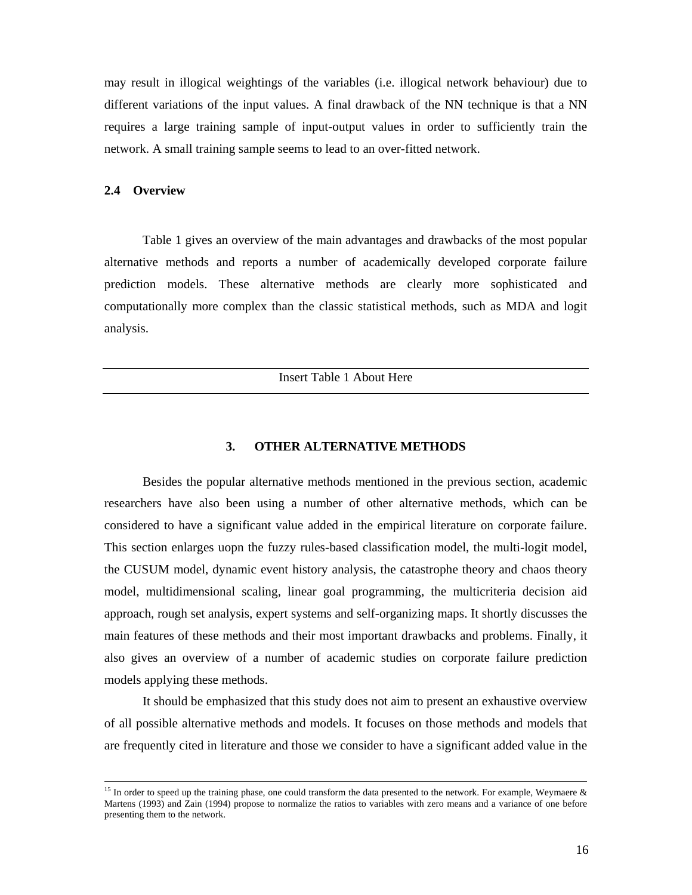may result in illogical weightings of the variables (i.e. illogical network behaviour) due to different variations of the input values. A final drawback of the NN technique is that a NN requires a large training sample of input-output values in order to sufficiently train the network. A small training sample seems to lead to an over-fitted network.

### 2.4 Overview

Table 1 gives an overview of the main advantages and drawbacks of the most popular alternative methods and reports a number of academically developed corporate failure prediction models. These alternative methods are clearly more sophisticated and computationally more complex than the classic statistical methods, such as MDA and logit analysis.

---

Insert Table 1 About Here

---

## 3. OTHER ALTERNATIVE METHODS

Besides the popular alternative methods mentioned in the previous section, academic researchers have also been using a number of other alternative methods, which can be considered to have a significant value added in the empirical literature on corporate failure. This section enlarges uopn the fuzzy rules-based classification model, the multi-logit model, the CUSUM model, dynamic event history analysis, the catastrophe theory and chaos theory model, multidimensional scaling, linear goal programming, the multicriteria decision aid approach, rough set analysis, expert systems and self-organizing maps. It shortly discusses the main features of these methods and their most important drawbacks and problems. Finally, it also gives an overview of a number of academic studies on corporate failure prediction models applying these methods.

It should be emphasized that this study does not aim to present an exhaustive overview of all possible alternative methods and models. It focuses on those methods and models that are frequently cited in literature and those we consider to have a significant added value in the

---

[15] In order to speed up the training phase, one could transform the data presented to the network. For example, Weymaere & Martens (1993) and Zain (1994) propose to normalize the ratios to variables with zero means and a variance of one before presenting them to the network.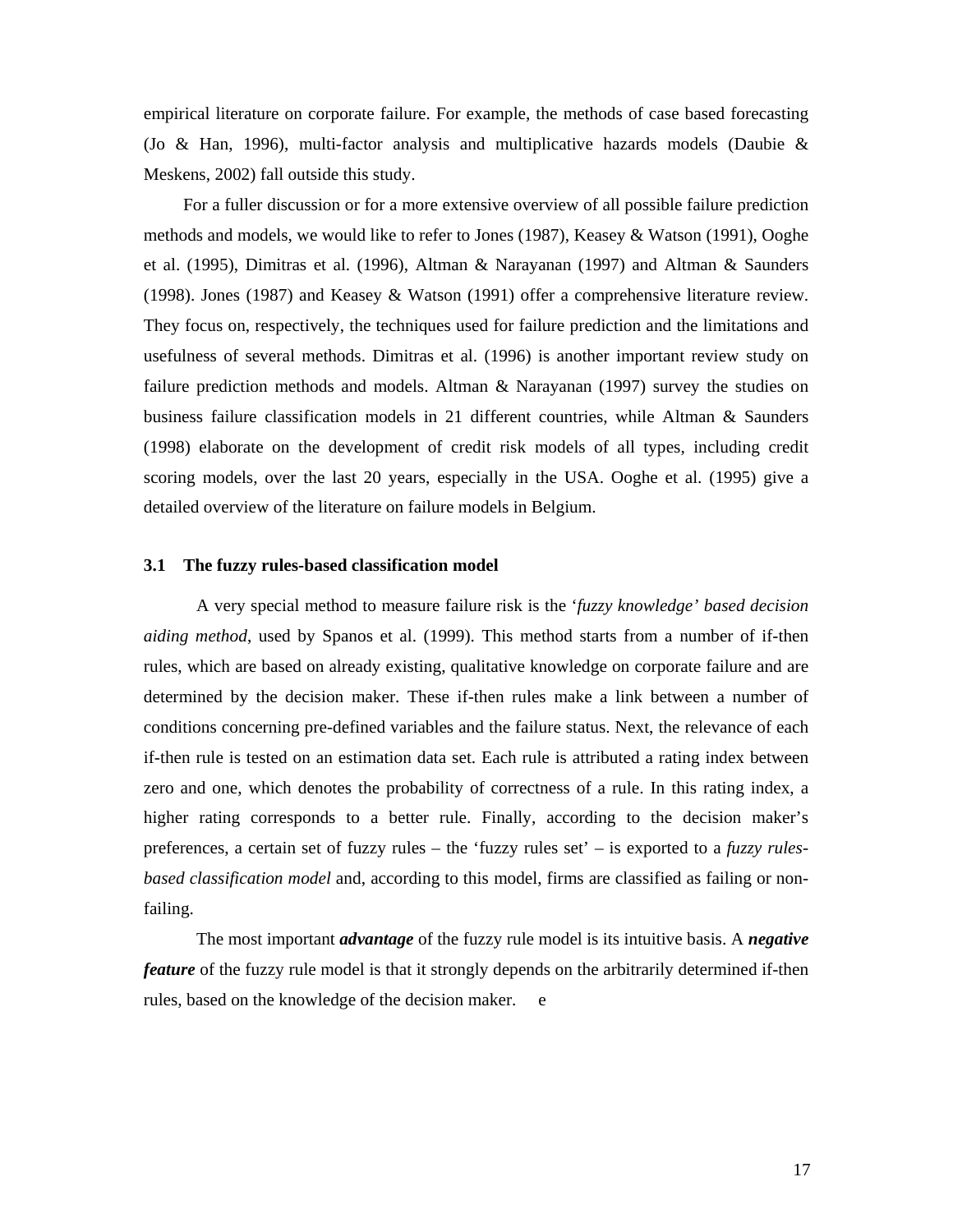empirical literature on corporate failure. For example, the methods of case based forecasting (Jo & Han, 1996), multi-factor analysis and multiplicative hazards models (Daubie & Meskens, 2002) fall outside this study.

For a fuller discussion or for a more extensive overview of all possible failure prediction methods and models, we would like to refer to Jones (1987), Keasey & Watson (1991), Ooghe et al. (1995), Dimitras et al. (1996), Altman & Narayanan (1997) and Altman & Saunders (1998). Jones (1987) and Keasey & Watson (1991) offer a comprehensive literature review. They focus on, respectively, the techniques used for failure prediction and the limitations and usefulness of several methods. Dimitras et al. (1996) is another important review study on failure prediction methods and models. Altman & Narayanan (1997) survey the studies on business failure classification models in 21 different countries, while Altman & Saunders (1998) elaborate on the development of credit risk models of all types, including credit scoring models, over the last 20 years, especially in the USA. Ooghe et al. (1995) give a detailed overview of the literature on failure models in Belgium.

### 3.1 The fuzzy rules-based classification model

A very special method to measure failure risk is the '*fuzzy knowledge' based decision aiding method*, used by Spanos et al. (1999). This method starts from a number of if-then rules, which are based on already existing, qualitative knowledge on corporate failure and are determined by the decision maker. These if-then rules make a link between a number of conditions concerning pre-defined variables and the failure status. Next, the relevance of each if-then rule is tested on an estimation data set. Each rule is attributed a rating index between zero and one, which denotes the probability of correctness of a rule. In this rating index, a higher rating corresponds to a better rule. Finally, according to the decision maker's preferences, a certain set of fuzzy rules – the 'fuzzy rules set' – is exported to a *fuzzy rules-based classification model* and, according to this model, firms are classified as failing or non-failing.

The most important ***advantage*** of the fuzzy rule model is its intuitive basis. A ***negative feature*** of the fuzzy rule model is that it strongly depends on the arbitrarily determined if-then rules, based on the knowledge of the decision maker. e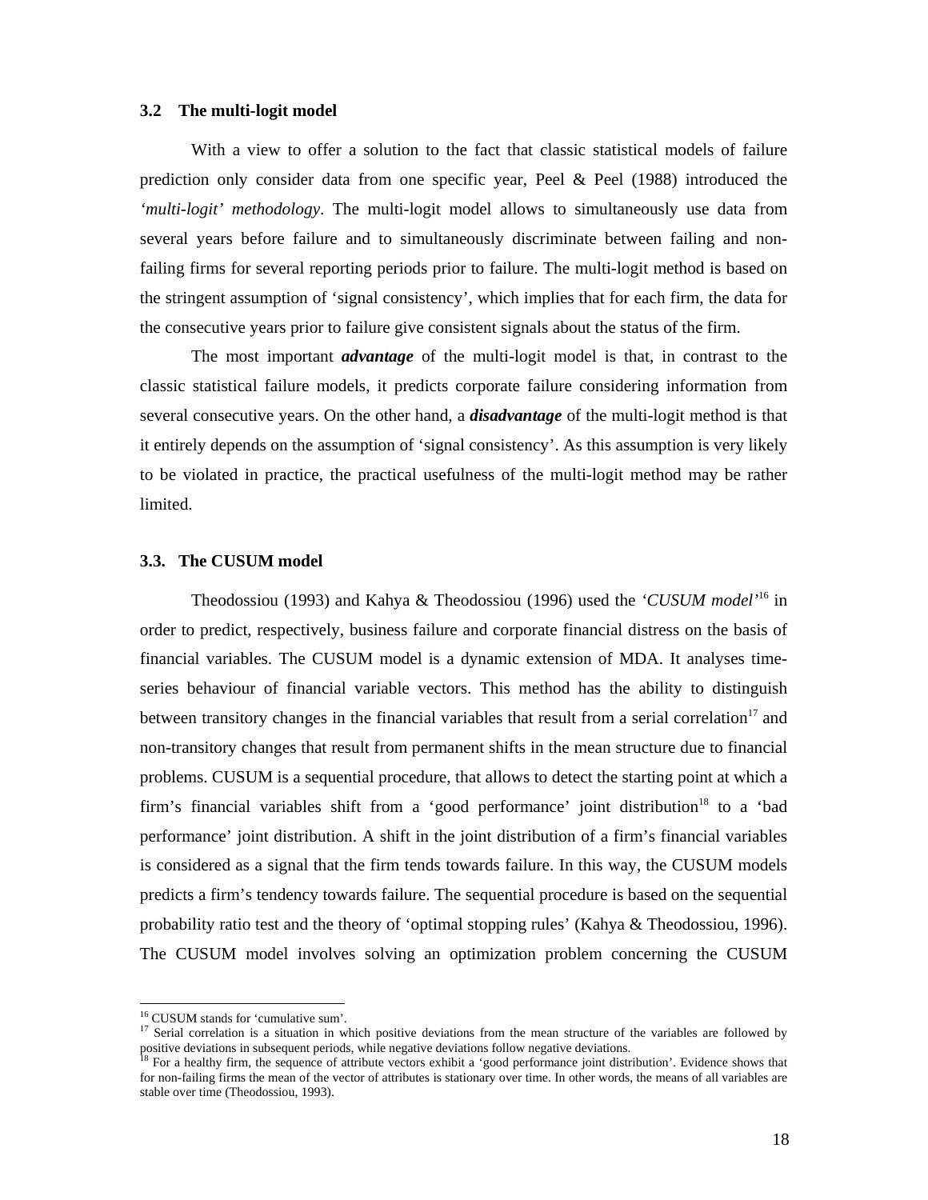### 3.2 The multi-logit model

With a view to offer a solution to the fact that classic statistical models of failure prediction only consider data from one specific year, Peel & Peel (1988) introduced the *'multi-logit' methodology*. The multi-logit model allows to simultaneously use data from several years before failure and to simultaneously discriminate between failing and non-failing firms for several reporting periods prior to failure. The multi-logit method is based on the stringent assumption of 'signal consistency', which implies that for each firm, the data for the consecutive years prior to failure give consistent signals about the status of the firm.

The most important ***advantage*** of the multi-logit model is that, in contrast to the classic statistical failure models, it predicts corporate failure considering information from several consecutive years. On the other hand, a ***disadvantage*** of the multi-logit method is that it entirely depends on the assumption of 'signal consistency'. As this assumption is very likely to be violated in practice, the practical usefulness of the multi-logit method may be rather limited.

### 3.3. The CUSUM model

Theodossiou (1993) and Kahya & Theodossiou (1996) used the *'CUSUM model'*[16] in order to predict, respectively, business failure and corporate financial distress on the basis of financial variables. The CUSUM model is a dynamic extension of MDA. It analyses time-series behaviour of financial variable vectors. This method has the ability to distinguish between transitory changes in the financial variables that result from a serial correlation[17] and non-transitory changes that result from permanent shifts in the mean structure due to financial problems. CUSUM is a sequential procedure, that allows to detect the starting point at which a firm's financial variables shift from a 'good performance' joint distribution[18] to a 'bad performance' joint distribution. A shift in the joint distribution of a firm's financial variables is considered as a signal that the firm tends towards failure. In this way, the CUSUM models predicts a firm's tendency towards failure. The sequential procedure is based on the sequential probability ratio test and the theory of 'optimal stopping rules' (Kahya & Theodossiou, 1996). The CUSUM model involves solving an optimization problem concerning the CUSUM

---

[16] CUSUM stands for 'cumulative sum'.

[17] Serial correlation is a situation in which positive deviations from the mean structure of the variables are followed by positive deviations in subsequent periods, while negative deviations follow negative deviations.

[18] For a healthy firm, the sequence of attribute vectors exhibit a 'good performance joint distribution'. Evidence shows that for non-failing firms the mean of the vector of attributes is stationary over time. In other words, the means of all variables are stable over time (Theodossiou, 1993).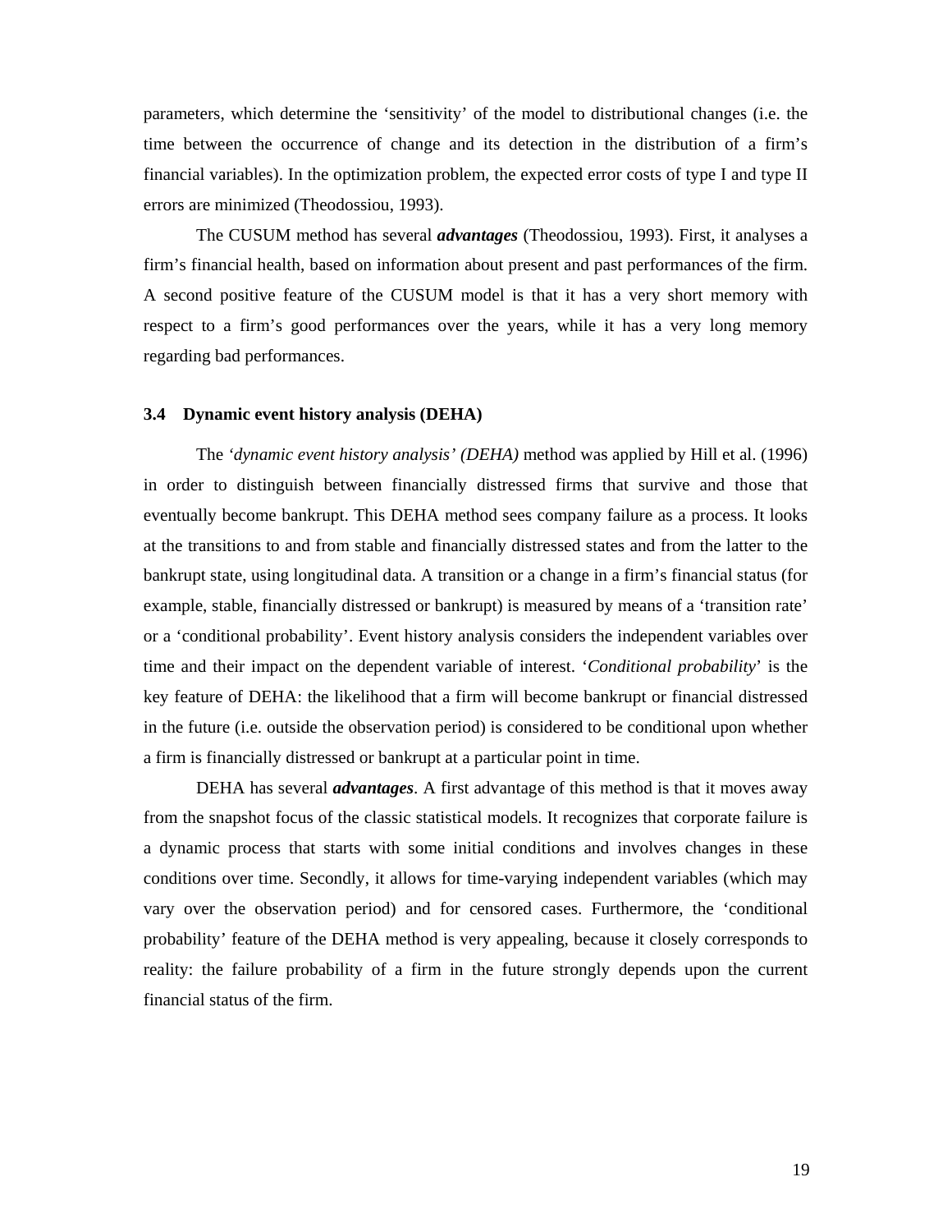parameters, which determine the 'sensitivity' of the model to distributional changes (i.e. the time between the occurrence of change and its detection in the distribution of a firm's financial variables). In the optimization problem, the expected error costs of type I and type II errors are minimized (Theodossiou, 1993).

The CUSUM method has several ***advantages*** (Theodossiou, 1993). First, it analyses a firm's financial health, based on information about present and past performances of the firm. A second positive feature of the CUSUM model is that it has a very short memory with respect to a firm's good performances over the years, while it has a very long memory regarding bad performances.

### 3.4 Dynamic event history analysis (DEHA)

The *'dynamic event history analysis' (DEHA)* method was applied by Hill et al. (1996) in order to distinguish between financially distressed firms that survive and those that eventually become bankrupt. This DEHA method sees company failure as a process. It looks at the transitions to and from stable and financially distressed states and from the latter to the bankrupt state, using longitudinal data. A transition or a change in a firm's financial status (for example, stable, financially distressed or bankrupt) is measured by means of a 'transition rate' or a 'conditional probability'. Event history analysis considers the independent variables over time and their impact on the dependent variable of interest. '*Conditional probability*' is the key feature of DEHA: the likelihood that a firm will become bankrupt or financial distressed in the future (i.e. outside the observation period) is considered to be conditional upon whether a firm is financially distressed or bankrupt at a particular point in time.

DEHA has several ***advantages***. A first advantage of this method is that it moves away from the snapshot focus of the classic statistical models. It recognizes that corporate failure is a dynamic process that starts with some initial conditions and involves changes in these conditions over time. Secondly, it allows for time-varying independent variables (which may vary over the observation period) and for censored cases. Furthermore, the 'conditional probability' feature of the DEHA method is very appealing, because it closely corresponds to reality: the failure probability of a firm in the future strongly depends upon the current financial status of the firm.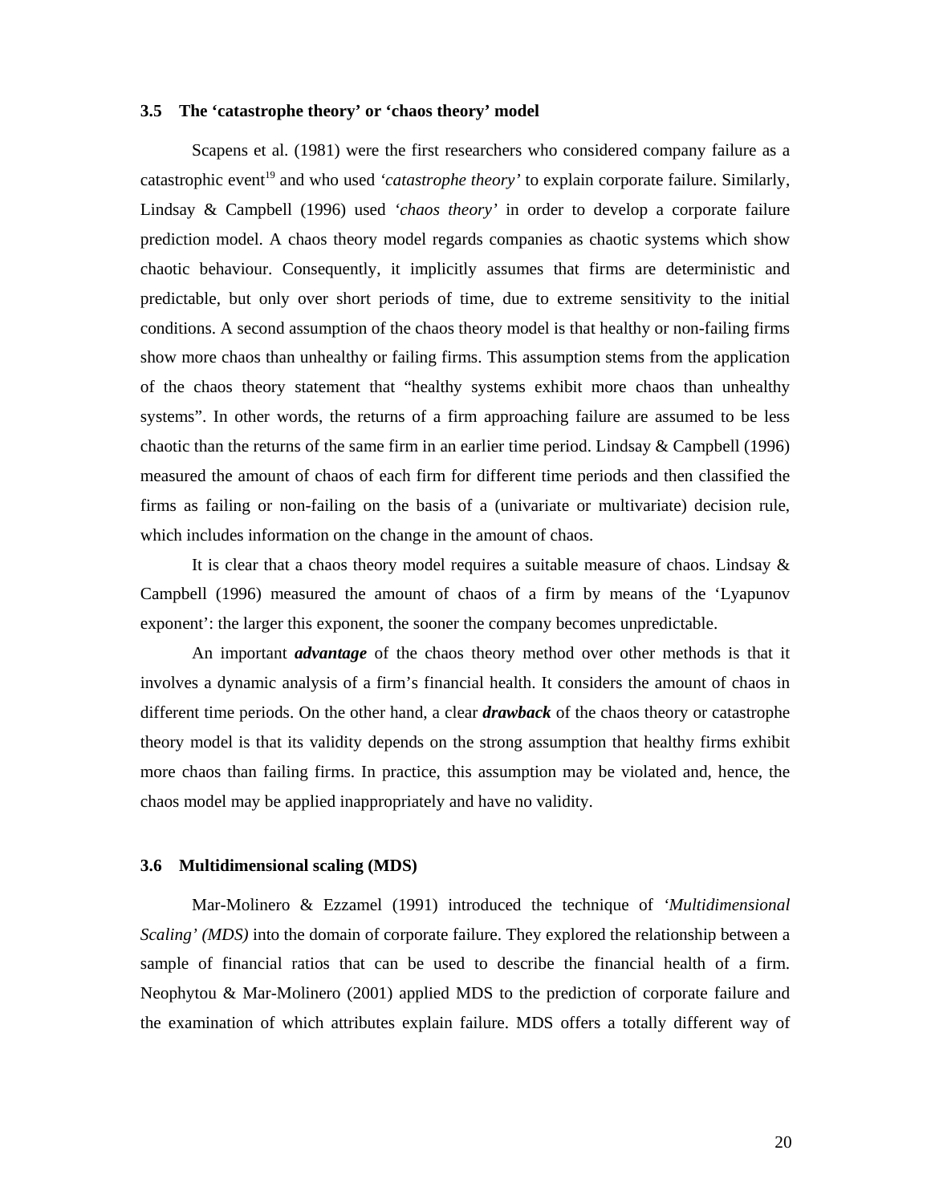### 3.5 The 'catastrophe theory' or 'chaos theory' model

Scapens et al. (1981) were the first researchers who considered company failure as a catastrophic event[19] and who used *'catastrophe theory'* to explain corporate failure. Similarly, Lindsay & Campbell (1996) used *'chaos theory'* in order to develop a corporate failure prediction model. A chaos theory model regards companies as chaotic systems which show chaotic behaviour. Consequently, it implicitly assumes that firms are deterministic and predictable, but only over short periods of time, due to extreme sensitivity to the initial conditions. A second assumption of the chaos theory model is that healthy or non-failing firms show more chaos than unhealthy or failing firms. This assumption stems from the application of the chaos theory statement that "healthy systems exhibit more chaos than unhealthy systems". In other words, the returns of a firm approaching failure are assumed to be less chaotic than the returns of the same firm in an earlier time period. Lindsay & Campbell (1996) measured the amount of chaos of each firm for different time periods and then classified the firms as failing or non-failing on the basis of a (univariate or multivariate) decision rule, which includes information on the change in the amount of chaos.

It is clear that a chaos theory model requires a suitable measure of chaos. Lindsay & Campbell (1996) measured the amount of chaos of a firm by means of the 'Lyapunov exponent': the larger this exponent, the sooner the company becomes unpredictable.

An important ***advantage*** of the chaos theory method over other methods is that it involves a dynamic analysis of a firm's financial health. It considers the amount of chaos in different time periods. On the other hand, a clear ***drawback*** of the chaos theory or catastrophe theory model is that its validity depends on the strong assumption that healthy firms exhibit more chaos than failing firms. In practice, this assumption may be violated and, hence, the chaos model may be applied inappropriately and have no validity.

### 3.6 Multidimensional scaling (MDS)

Mar-Molinero & Ezzamel (1991) introduced the technique of *'Multidimensional Scaling' (MDS)* into the domain of corporate failure. They explored the relationship between a sample of financial ratios that can be used to describe the financial health of a firm. Neophytou & Mar-Molinero (2001) applied MDS to the prediction of corporate failure and the examination of which attributes explain failure. MDS offers a totally different way of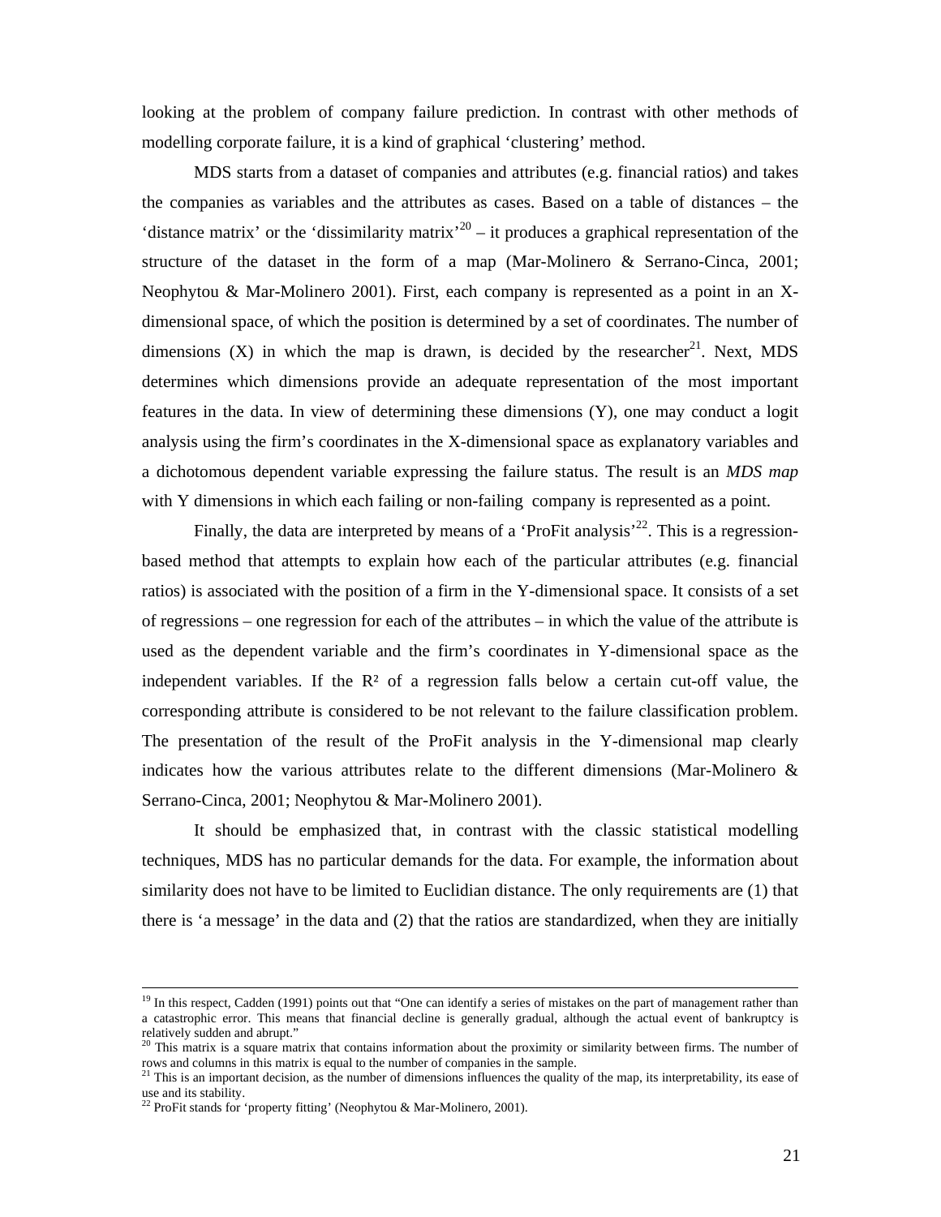looking at the problem of company failure prediction. In contrast with other methods of modelling corporate failure, it is a kind of graphical 'clustering' method.

MDS starts from a dataset of companies and attributes (e.g. financial ratios) and takes the companies as variables and the attributes as cases. Based on a table of distances – the 'distance matrix' or the 'dissimilarity matrix'[20] – it produces a graphical representation of the structure of the dataset in the form of a map (Mar-Molinero & Serrano-Cinca, 2001; Neophytou & Mar-Molinero 2001). First, each company is represented as a point in an X-dimensional space, of which the position is determined by a set of coordinates. The number of dimensions (X) in which the map is drawn, is decided by the researcher[21]. Next, MDS determines which dimensions provide an adequate representation of the most important features in the data. In view of determining these dimensions (Y), one may conduct a logit analysis using the firm's coordinates in the X-dimensional space as explanatory variables and a dichotomous dependent variable expressing the failure status. The result is an *MDS map* with Y dimensions in which each failing or non-failing company is represented as a point.

Finally, the data are interpreted by means of a 'ProFit analysis'[22]. This is a regression-based method that attempts to explain how each of the particular attributes (e.g. financial ratios) is associated with the position of a firm in the Y-dimensional space. It consists of a set of regressions – one regression for each of the attributes – in which the value of the attribute is used as the dependent variable and the firm's coordinates in Y-dimensional space as the independent variables. If the $R^2$ of a regression falls below a certain cut-off value, the corresponding attribute is considered to be not relevant to the failure classification problem. The presentation of the result of the ProFit analysis in the Y-dimensional map clearly indicates how the various attributes relate to the different dimensions (Mar-Molinero & Serrano-Cinca, 2001; Neophytou & Mar-Molinero 2001).

It should be emphasized that, in contrast with the classic statistical modelling techniques, MDS has no particular demands for the data. For example, the information about similarity does not have to be limited to Euclidian distance. The only requirements are (1) that there is 'a message' in the data and (2) that the ratios are standardized, when they are initially

---

[19] In this respect, Cadden (1991) points out that "One can identify a series of mistakes on the part of management rather than a catastrophic error. This means that financial decline is generally gradual, although the actual event of bankruptcy is relatively sudden and abrupt."

[20] This matrix is a square matrix that contains information about the proximity or similarity between firms. The number of rows and columns in this matrix is equal to the number of companies in the sample.

[21] This is an important decision, as the number of dimensions influences the quality of the map, its interpretability, its ease of use and its stability.

[22] ProFit stands for 'property fitting' (Neophytou & Mar-Molinero, 2001).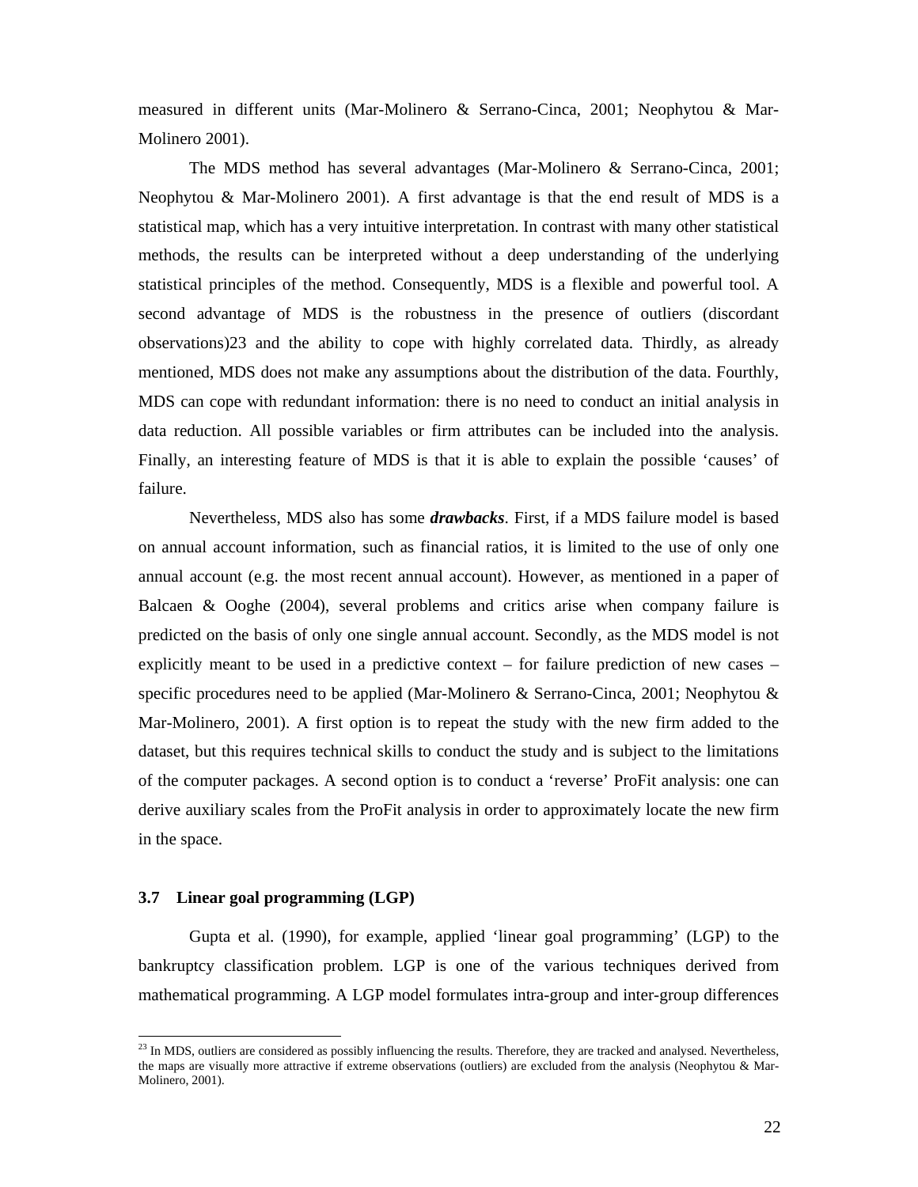measured in different units (Mar-Molinero & Serrano-Cinca, 2001; Neophytou & Mar-Molinero 2001).

The MDS method has several advantages (Mar-Molinero & Serrano-Cinca, 2001; Neophytou & Mar-Molinero 2001). A first advantage is that the end result of MDS is a statistical map, which has a very intuitive interpretation. In contrast with many other statistical methods, the results can be interpreted without a deep understanding of the underlying statistical principles of the method. Consequently, MDS is a flexible and powerful tool. A second advantage of MDS is the robustness in the presence of outliers (discordant observations)[23] and the ability to cope with highly correlated data. Thirdly, as already mentioned, MDS does not make any assumptions about the distribution of the data. Fourthly, MDS can cope with redundant information: there is no need to conduct an initial analysis in data reduction. All possible variables or firm attributes can be included into the analysis. Finally, an interesting feature of MDS is that it is able to explain the possible 'causes' of failure.

Nevertheless, MDS also has some ***drawbacks***. First, if a MDS failure model is based on annual account information, such as financial ratios, it is limited to the use of only one annual account (e.g. the most recent annual account). However, as mentioned in a paper of Balcaen & Ooghe (2004), several problems and critics arise when company failure is predicted on the basis of only one single annual account. Secondly, as the MDS model is not explicitly meant to be used in a predictive context – for failure prediction of new cases – specific procedures need to be applied (Mar-Molinero & Serrano-Cinca, 2001; Neophytou & Mar-Molinero, 2001). A first option is to repeat the study with the new firm added to the dataset, but this requires technical skills to conduct the study and is subject to the limitations of the computer packages. A second option is to conduct a 'reverse' ProFit analysis: one can derive auxiliary scales from the ProFit analysis in order to approximately locate the new firm in the space.

### 3.7 Linear goal programming (LGP)

Gupta et al. (1990), for example, applied 'linear goal programming' (LGP) to the bankruptcy classification problem. LGP is one of the various techniques derived from mathematical programming. A LGP model formulates intra-group and inter-group differences

---

[23] In MDS, outliers are considered as possibly influencing the results. Therefore, they are tracked and analysed. Nevertheless, the maps are visually more attractive if extreme observations (outliers) are excluded from the analysis (Neophytou & Mar-Molinero, 2001).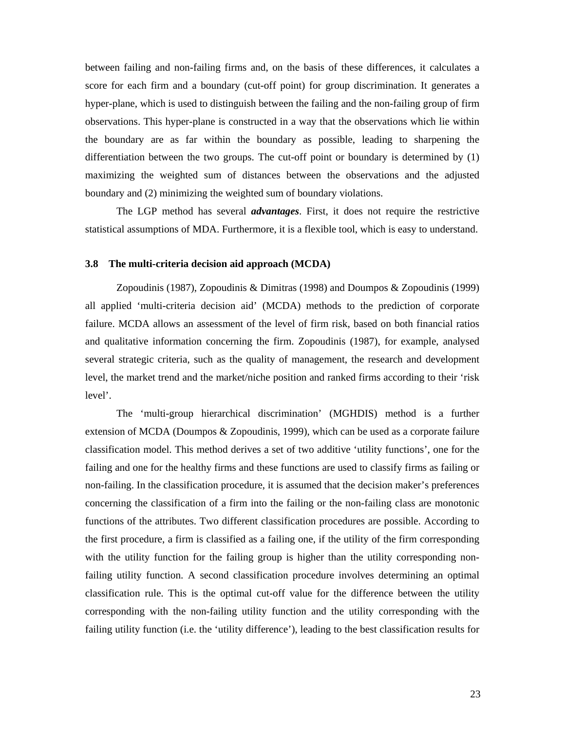between failing and non-failing firms and, on the basis of these differences, it calculates a score for each firm and a boundary (cut-off point) for group discrimination. It generates a hyper-plane, which is used to distinguish between the failing and the non-failing group of firm observations. This hyper-plane is constructed in a way that the observations which lie within the boundary are as far within the boundary as possible, leading to sharpening the differentiation between the two groups. The cut-off point or boundary is determined by (1) maximizing the weighted sum of distances between the observations and the adjusted boundary and (2) minimizing the weighted sum of boundary violations.

The LGP method has several ***advantages***. First, it does not require the restrictive statistical assumptions of MDA. Furthermore, it is a flexible tool, which is easy to understand.

### 3.8 The multi-criteria decision aid approach (MCDA)

Zopoudinis (1987), Zopoudinis & Dimitras (1998) and Doumpos & Zopoudinis (1999) all applied 'multi-criteria decision aid' (MCDA) methods to the prediction of corporate failure. MCDA allows an assessment of the level of firm risk, based on both financial ratios and qualitative information concerning the firm. Zopoudinis (1987), for example, analysed several strategic criteria, such as the quality of management, the research and development level, the market trend and the market/niche position and ranked firms according to their 'risk level'.

The 'multi-group hierarchical discrimination' (MGHDIS) method is a further extension of MCDA (Doumpos & Zopoudinis, 1999), which can be used as a corporate failure classification model. This method derives a set of two additive 'utility functions', one for the failing and one for the healthy firms and these functions are used to classify firms as failing or non-failing. In the classification procedure, it is assumed that the decision maker's preferences concerning the classification of a firm into the failing or the non-failing class are monotonic functions of the attributes. Two different classification procedures are possible. According to the first procedure, a firm is classified as a failing one, if the utility of the firm corresponding with the utility function for the failing group is higher than the utility corresponding non-failing utility function. A second classification procedure involves determining an optimal classification rule. This is the optimal cut-off value for the difference between the utility corresponding with the non-failing utility function and the utility corresponding with the failing utility function (i.e. the 'utility difference'), leading to the best classification results for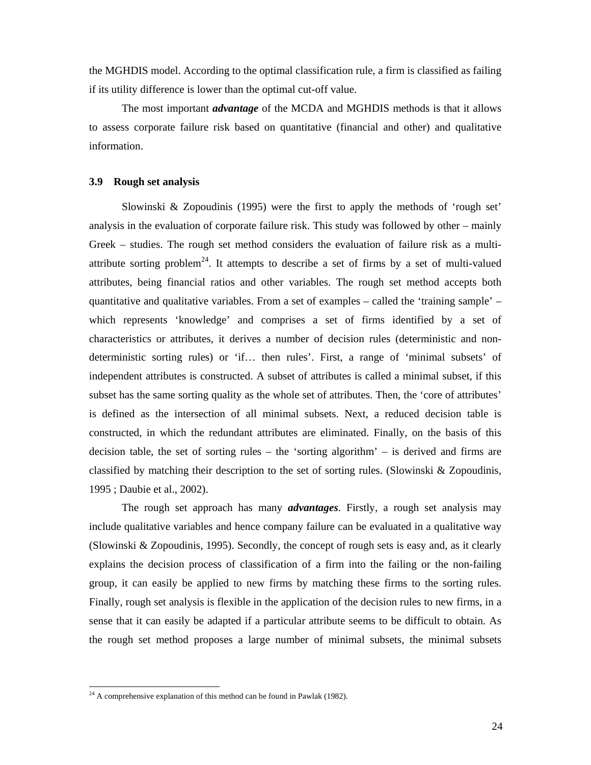the MGHDIS model. According to the optimal classification rule, a firm is classified as failing if its utility difference is lower than the optimal cut-off value.

The most important ***advantage*** of the MCDA and MGHDIS methods is that it allows to assess corporate failure risk based on quantitative (financial and other) and qualitative information.

### 3.9 Rough set analysis

Slowinski & Zopoudinis (1995) were the first to apply the methods of 'rough set' analysis in the evaluation of corporate failure risk. This study was followed by other – mainly Greek – studies. The rough set method considers the evaluation of failure risk as a multi-attribute sorting problem[24]. It attempts to describe a set of firms by a set of multi-valued attributes, being financial ratios and other variables. The rough set method accepts both quantitative and qualitative variables. From a set of examples – called the 'training sample' – which represents 'knowledge' and comprises a set of firms identified by a set of characteristics or attributes, it derives a number of decision rules (deterministic and non-deterministic sorting rules) or 'if… then rules'. First, a range of 'minimal subsets' of independent attributes is constructed. A subset of attributes is called a minimal subset, if this subset has the same sorting quality as the whole set of attributes. Then, the 'core of attributes' is defined as the intersection of all minimal subsets. Next, a reduced decision table is constructed, in which the redundant attributes are eliminated. Finally, on the basis of this decision table, the set of sorting rules – the 'sorting algorithm' – is derived and firms are classified by matching their description to the set of sorting rules. (Slowinski & Zopoudinis, 1995 ; Daubie et al., 2002).

The rough set approach has many ***advantages***. Firstly, a rough set analysis may include qualitative variables and hence company failure can be evaluated in a qualitative way (Slowinski & Zopoudinis, 1995). Secondly, the concept of rough sets is easy and, as it clearly explains the decision process of classification of a firm into the failing or the non-failing group, it can easily be applied to new firms by matching these firms to the sorting rules. Finally, rough set analysis is flexible in the application of the decision rules to new firms, in a sense that it can easily be adapted if a particular attribute seems to be difficult to obtain. As the rough set method proposes a large number of minimal subsets, the minimal subsets

[24] A comprehensive explanation of this method can be found in Pawlak (1982).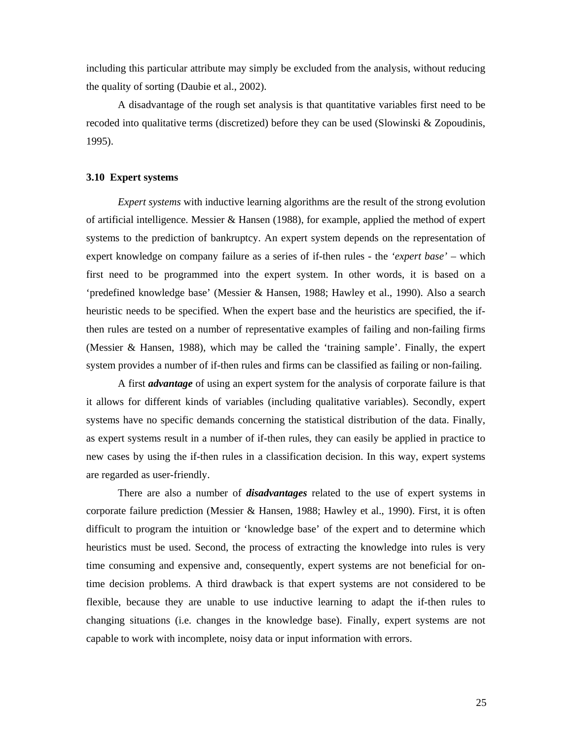including this particular attribute may simply be excluded from the analysis, without reducing the quality of sorting (Daubie et al., 2002).

A disadvantage of the rough set analysis is that quantitative variables first need to be recoded into qualitative terms (discretized) before they can be used (Slowinski & Zopoudinis, 1995).

### 3.10 Expert systems

*Expert systems* with inductive learning algorithms are the result of the strong evolution of artificial intelligence. Messier & Hansen (1988), for example, applied the method of expert systems to the prediction of bankruptcy. An expert system depends on the representation of expert knowledge on company failure as a series of if-then rules - the *'expert base'* – which first need to be programmed into the expert system. In other words, it is based on a 'predefined knowledge base' (Messier & Hansen, 1988; Hawley et al., 1990). Also a search heuristic needs to be specified. When the expert base and the heuristics are specified, the if-then rules are tested on a number of representative examples of failing and non-failing firms (Messier & Hansen, 1988), which may be called the 'training sample'. Finally, the expert system provides a number of if-then rules and firms can be classified as failing or non-failing.

A first ***advantage*** of using an expert system for the analysis of corporate failure is that it allows for different kinds of variables (including qualitative variables). Secondly, expert systems have no specific demands concerning the statistical distribution of the data. Finally, as expert systems result in a number of if-then rules, they can easily be applied in practice to new cases by using the if-then rules in a classification decision. In this way, expert systems are regarded as user-friendly.

There are also a number of ***disadvantages*** related to the use of expert systems in corporate failure prediction (Messier & Hansen, 1988; Hawley et al., 1990). First, it is often difficult to program the intuition or 'knowledge base' of the expert and to determine which heuristics must be used. Second, the process of extracting the knowledge into rules is very time consuming and expensive and, consequently, expert systems are not beneficial for on-time decision problems. A third drawback is that expert systems are not considered to be flexible, because they are unable to use inductive learning to adapt the if-then rules to changing situations (i.e. changes in the knowledge base). Finally, expert systems are not capable to work with incomplete, noisy data or input information with errors.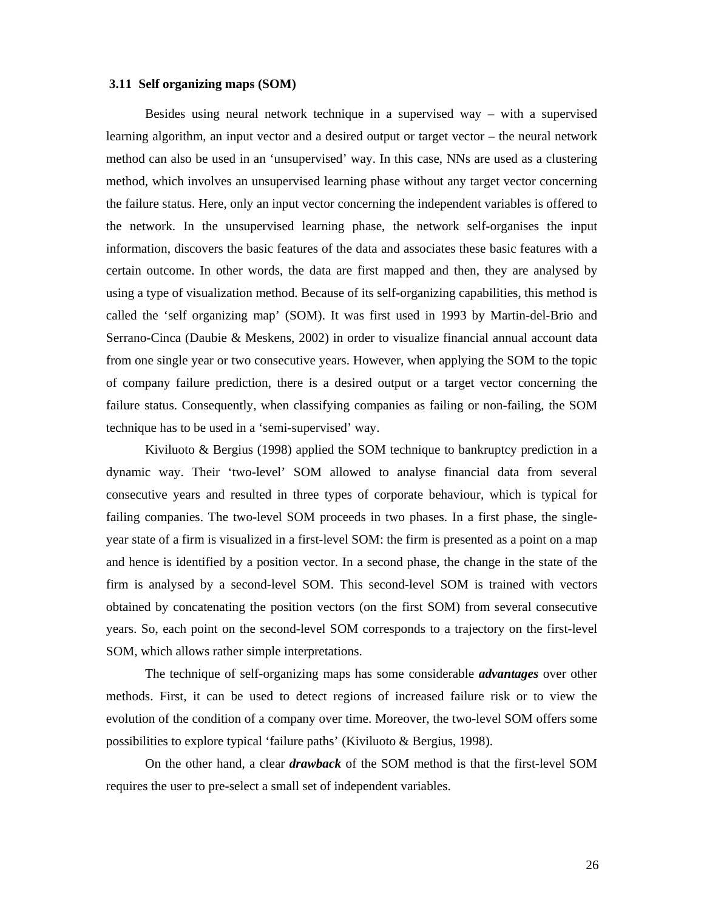### 3.11 Self organizing maps (SOM)

Besides using neural network technique in a supervised way – with a supervised learning algorithm, an input vector and a desired output or target vector – the neural network method can also be used in an 'unsupervised' way. In this case, NNs are used as a clustering method, which involves an unsupervised learning phase without any target vector concerning the failure status. Here, only an input vector concerning the independent variables is offered to the network. In the unsupervised learning phase, the network self-organises the input information, discovers the basic features of the data and associates these basic features with a certain outcome. In other words, the data are first mapped and then, they are analysed by using a type of visualization method. Because of its self-organizing capabilities, this method is called the 'self organizing map' (SOM). It was first used in 1993 by Martin-del-Brio and Serrano-Cinca (Daubie & Meskens, 2002) in order to visualize financial annual account data from one single year or two consecutive years. However, when applying the SOM to the topic of company failure prediction, there is a desired output or a target vector concerning the failure status. Consequently, when classifying companies as failing or non-failing, the SOM technique has to be used in a 'semi-supervised' way.

Kiviluoto & Bergius (1998) applied the SOM technique to bankruptcy prediction in a dynamic way. Their 'two-level' SOM allowed to analyse financial data from several consecutive years and resulted in three types of corporate behaviour, which is typical for failing companies. The two-level SOM proceeds in two phases. In a first phase, the single-year state of a firm is visualized in a first-level SOM: the firm is presented as a point on a map and hence is identified by a position vector. In a second phase, the change in the state of the firm is analysed by a second-level SOM. This second-level SOM is trained with vectors obtained by concatenating the position vectors (on the first SOM) from several consecutive years. So, each point on the second-level SOM corresponds to a trajectory on the first-level SOM, which allows rather simple interpretations.

The technique of self-organizing maps has some considerable ***advantages*** over other methods. First, it can be used to detect regions of increased failure risk or to view the evolution of the condition of a company over time. Moreover, the two-level SOM offers some possibilities to explore typical 'failure paths' (Kiviluoto & Bergius, 1998).

On the other hand, a clear ***drawback*** of the SOM method is that the first-level SOM requires the user to pre-select a small set of independent variables.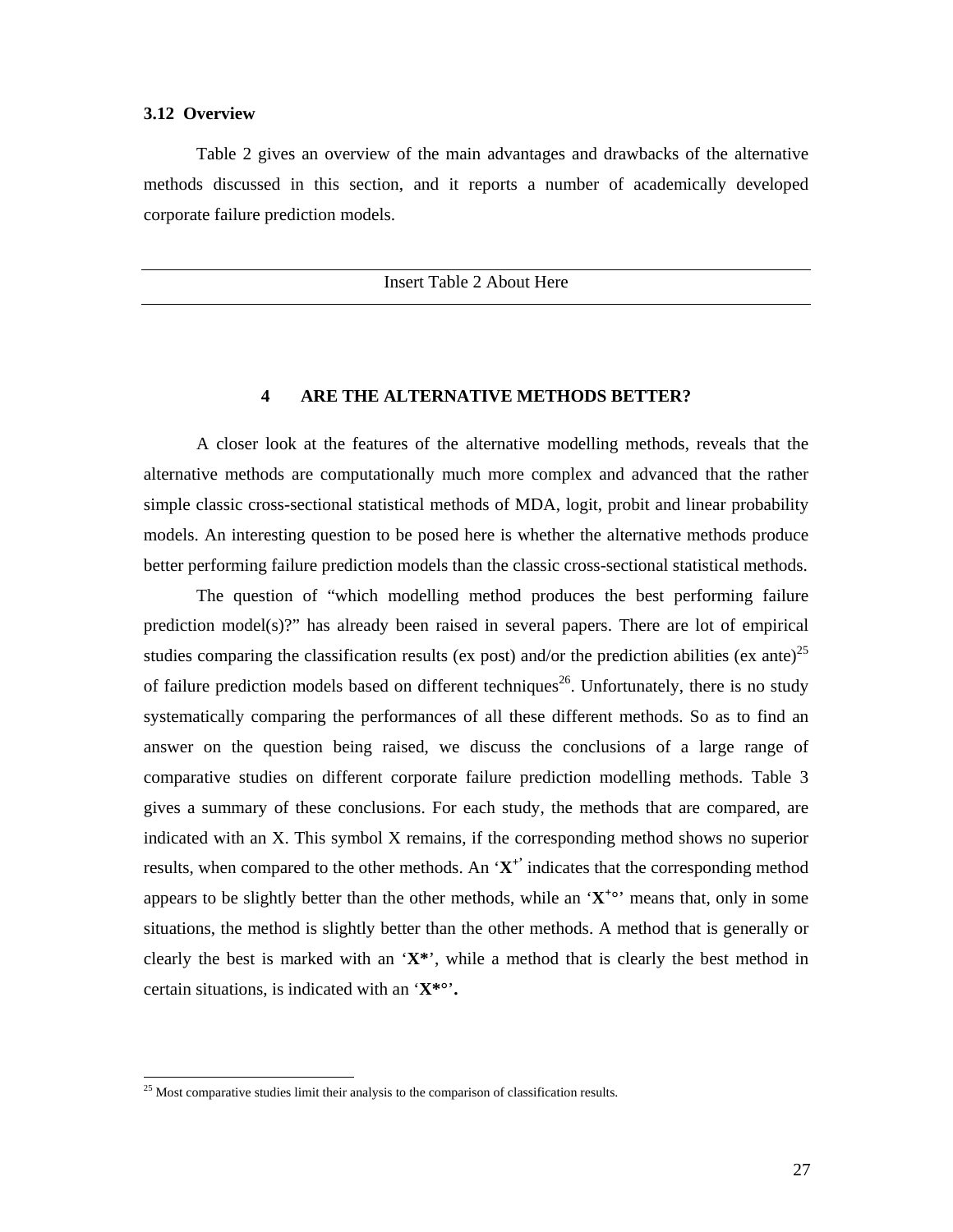### 3.12 Overview

Table 2 gives an overview of the main advantages and drawbacks of the alternative methods discussed in this section, and it reports a number of academically developed corporate failure prediction models.

---

Insert Table 2 About Here

---

## 4 ARE THE ALTERNATIVE METHODS BETTER?

A closer look at the features of the alternative modelling methods, reveals that the alternative methods are computationally much more complex and advanced that the rather simple classic cross-sectional statistical methods of MDA, logit, probit and linear probability models. An interesting question to be posed here is whether the alternative methods produce better performing failure prediction models than the classic cross-sectional statistical methods.

The question of "which modelling method produces the best performing failure prediction model(s)?" has already been raised in several papers. There are lot of empirical studies comparing the classification results (ex post) and/or the prediction abilities (ex ante)[25] of failure prediction models based on different techniques[26]. Unfortunately, there is no study systematically comparing the performances of all these different methods. So as to find an answer on the question being raised, we discuss the conclusions of a large range of comparative studies on different corporate failure prediction modelling methods. Table 3 gives a summary of these conclusions. For each study, the methods that are compared, are indicated with an X. This symbol X remains, if the corresponding method shows no superior results, when compared to the other methods. An '**X**$^{+}$' indicates that the corresponding method appears to be slightly better than the other methods, while an '**X**$^{+\circ}$' means that, only in some situations, the method is slightly better than the other methods. A method that is generally or clearly the best is marked with an '**X***', while a method that is clearly the best method in certain situations, is indicated with an '**X***°'.

[25] Most comparative studies limit their analysis to the comparison of classification results.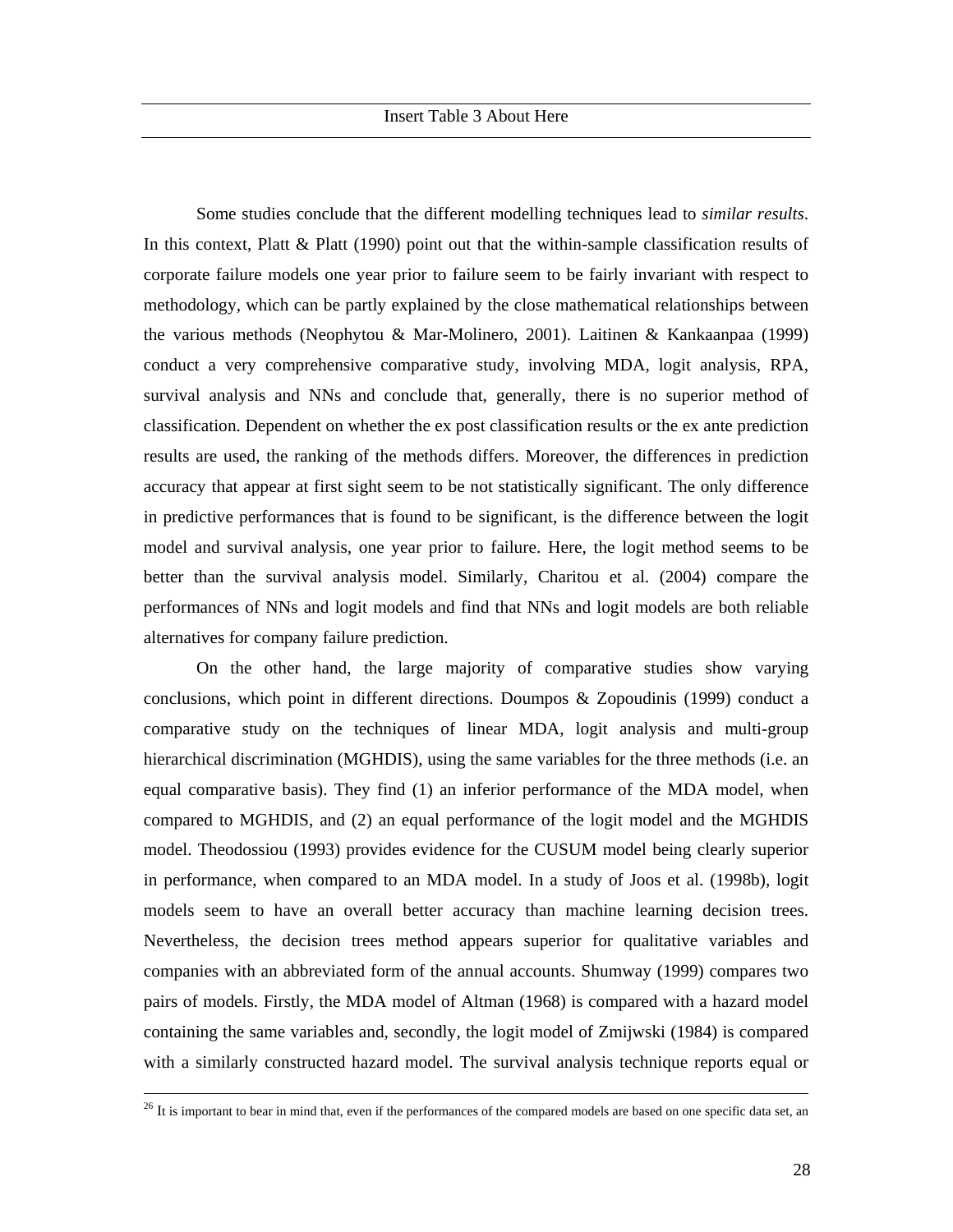Insert Table 3 About Here

Some studies conclude that the different modelling techniques lead to *similar results*. In this context, Platt & Platt (1990) point out that the within-sample classification results of corporate failure models one year prior to failure seem to be fairly invariant with respect to methodology, which can be partly explained by the close mathematical relationships between the various methods (Neophytou & Mar-Molinero, 2001). Laitinen & Kankaanpaa (1999) conduct a very comprehensive comparative study, involving MDA, logit analysis, RPA, survival analysis and NNs and conclude that, generally, there is no superior method of classification. Dependent on whether the ex post classification results or the ex ante prediction results are used, the ranking of the methods differs. Moreover, the differences in prediction accuracy that appear at first sight seem to be not statistically significant. The only difference in predictive performances that is found to be significant, is the difference between the logit model and survival analysis, one year prior to failure. Here, the logit method seems to be better than the survival analysis model. Similarly, Charitou et al. (2004) compare the performances of NNs and logit models and find that NNs and logit models are both reliable alternatives for company failure prediction.

On the other hand, the large majority of comparative studies show varying conclusions, which point in different directions. Doumpos & Zopoudinis (1999) conduct a comparative study on the techniques of linear MDA, logit analysis and multi-group hierarchical discrimination (MGHDIS), using the same variables for the three methods (i.e. an equal comparative basis). They find (1) an inferior performance of the MDA model, when compared to MGHDIS, and (2) an equal performance of the logit model and the MGHDIS model. Theodossiou (1993) provides evidence for the CUSUM model being clearly superior in performance, when compared to an MDA model. In a study of Joos et al. (1998b), logit models seem to have an overall better accuracy than machine learning decision trees. Nevertheless, the decision trees method appears superior for qualitative variables and companies with an abbreviated form of the annual accounts. Shumway (1999) compares two pairs of models. Firstly, the MDA model of Altman (1968) is compared with a hazard model containing the same variables and, secondly, the logit model of Zmijwski (1984) is compared with a similarly constructed hazard model. The survival analysis technique reports equal or

[26] It is important to bear in mind that, even if the performances of the compared models are based on one specific data set, an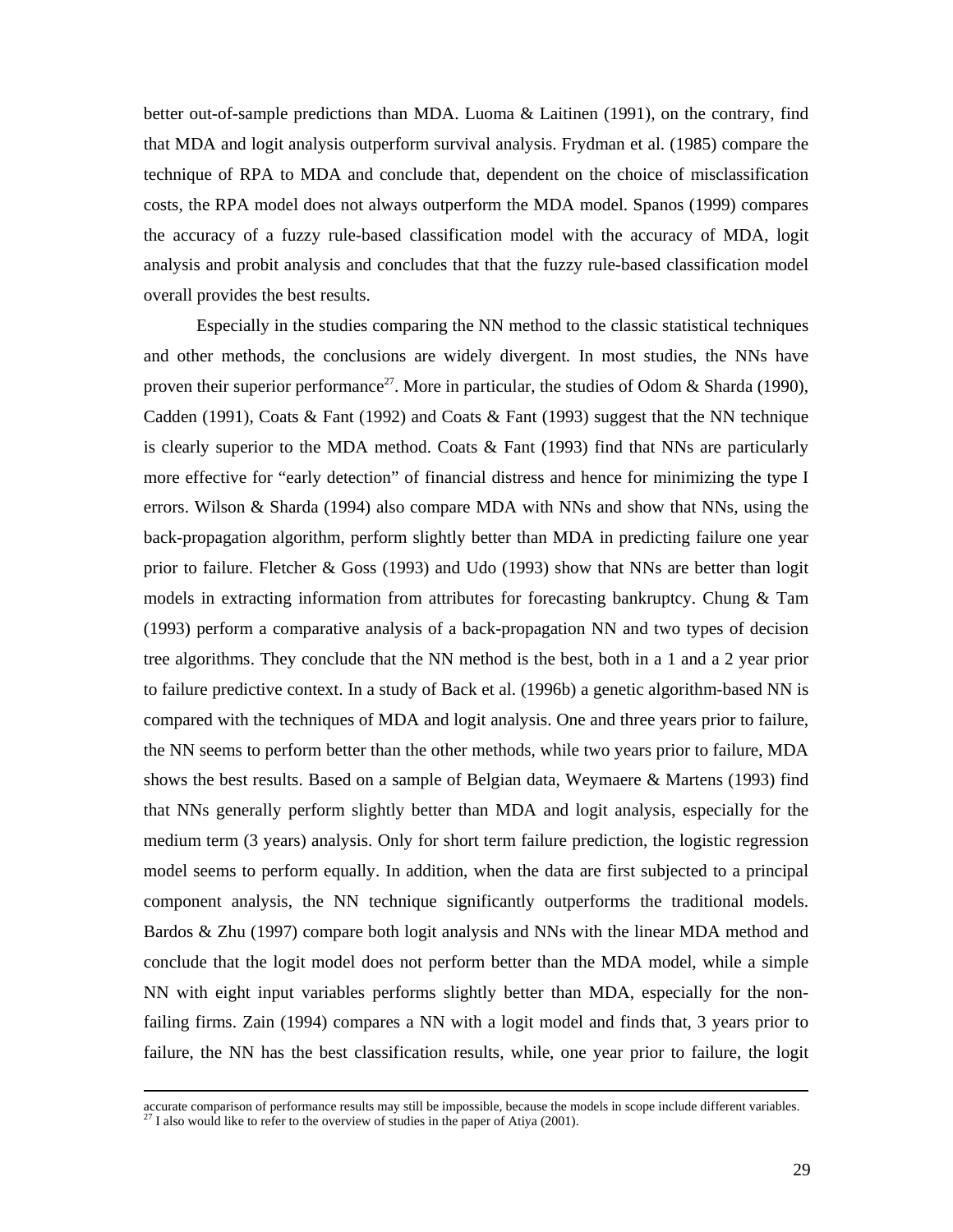better out-of-sample predictions than MDA. Luoma & Laitinen (1991), on the contrary, find that MDA and logit analysis outperform survival analysis. Frydman et al. (1985) compare the technique of RPA to MDA and conclude that, dependent on the choice of misclassification costs, the RPA model does not always outperform the MDA model. Spanos (1999) compares the accuracy of a fuzzy rule-based classification model with the accuracy of MDA, logit analysis and probit analysis and concludes that that the fuzzy rule-based classification model overall provides the best results.

Especially in the studies comparing the NN method to the classic statistical techniques and other methods, the conclusions are widely divergent. In most studies, the NNs have proven their superior performance[27]. More in particular, the studies of Odom & Sharda (1990), Cadden (1991), Coats & Fant (1992) and Coats & Fant (1993) suggest that the NN technique is clearly superior to the MDA method. Coats & Fant (1993) find that NNs are particularly more effective for "early detection" of financial distress and hence for minimizing the type I errors. Wilson & Sharda (1994) also compare MDA with NNs and show that NNs, using the back-propagation algorithm, perform slightly better than MDA in predicting failure one year prior to failure. Fletcher & Goss (1993) and Udo (1993) show that NNs are better than logit models in extracting information from attributes for forecasting bankruptcy. Chung & Tam (1993) perform a comparative analysis of a back-propagation NN and two types of decision tree algorithms. They conclude that the NN method is the best, both in a 1 and a 2 year prior to failure predictive context. In a study of Back et al. (1996b) a genetic algorithm-based NN is compared with the techniques of MDA and logit analysis. One and three years prior to failure, the NN seems to perform better than the other methods, while two years prior to failure, MDA shows the best results. Based on a sample of Belgian data, Weymaere & Martens (1993) find that NNs generally perform slightly better than MDA and logit analysis, especially for the medium term (3 years) analysis. Only for short term failure prediction, the logistic regression model seems to perform equally. In addition, when the data are first subjected to a principal component analysis, the NN technique significantly outperforms the traditional models. Bardos & Zhu (1997) compare both logit analysis and NNs with the linear MDA method and conclude that the logit model does not perform better than the MDA model, while a simple NN with eight input variables performs slightly better than MDA, especially for the non-failing firms. Zain (1994) compares a NN with a logit model and finds that, 3 years prior to failure, the NN has the best classification results, while, one year prior to failure, the logit

---

accurate comparison of performance results may still be impossible, because the models in scope include different variables.

[27] I also would like to refer to the overview of studies in the paper of Atiya (2001).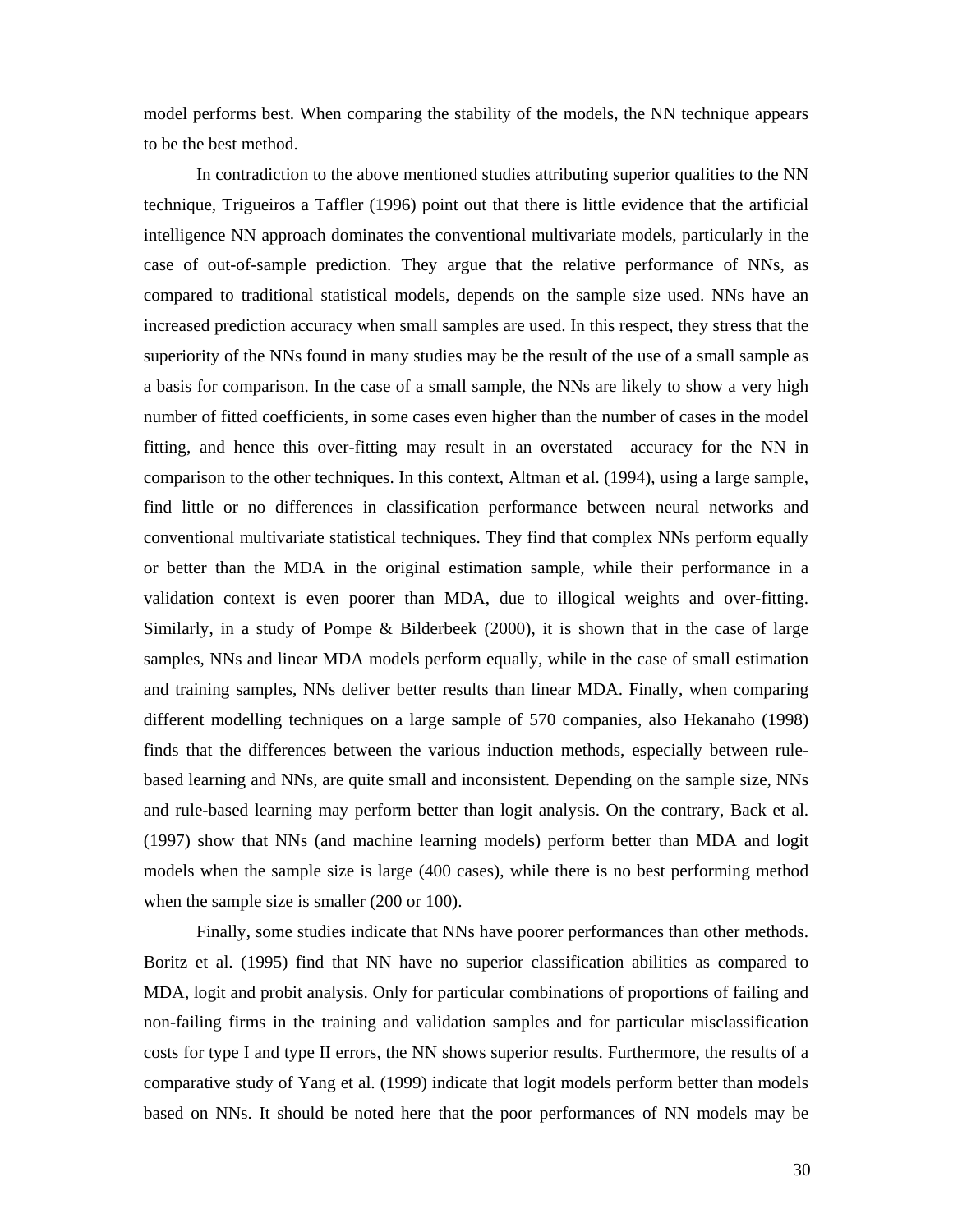model performs best. When comparing the stability of the models, the NN technique appears to be the best method.

In contradiction to the above mentioned studies attributing superior qualities to the NN technique, Trigueiros a Taffler (1996) point out that there is little evidence that the artificial intelligence NN approach dominates the conventional multivariate models, particularly in the case of out-of-sample prediction. They argue that the relative performance of NNs, as compared to traditional statistical models, depends on the sample size used. NNs have an increased prediction accuracy when small samples are used. In this respect, they stress that the superiority of the NNs found in many studies may be the result of the use of a small sample as a basis for comparison. In the case of a small sample, the NNs are likely to show a very high number of fitted coefficients, in some cases even higher than the number of cases in the model fitting, and hence this over-fitting may result in an overstated accuracy for the NN in comparison to the other techniques. In this context, Altman et al. (1994), using a large sample, find little or no differences in classification performance between neural networks and conventional multivariate statistical techniques. They find that complex NNs perform equally or better than the MDA in the original estimation sample, while their performance in a validation context is even poorer than MDA, due to illogical weights and over-fitting. Similarly, in a study of Pompe & Bilderbeek (2000), it is shown that in the case of large samples, NNs and linear MDA models perform equally, while in the case of small estimation and training samples, NNs deliver better results than linear MDA. Finally, when comparing different modelling techniques on a large sample of 570 companies, also Hekanaho (1998) finds that the differences between the various induction methods, especially between rule-based learning and NNs, are quite small and inconsistent. Depending on the sample size, NNs and rule-based learning may perform better than logit analysis. On the contrary, Back et al. (1997) show that NNs (and machine learning models) perform better than MDA and logit models when the sample size is large (400 cases), while there is no best performing method when the sample size is smaller (200 or 100).

Finally, some studies indicate that NNs have poorer performances than other methods. Boritz et al. (1995) find that NN have no superior classification abilities as compared to MDA, logit and probit analysis. Only for particular combinations of proportions of failing and non-failing firms in the training and validation samples and for particular misclassification costs for type I and type II errors, the NN shows superior results. Furthermore, the results of a comparative study of Yang et al. (1999) indicate that logit models perform better than models based on NNs. It should be noted here that the poor performances of NN models may be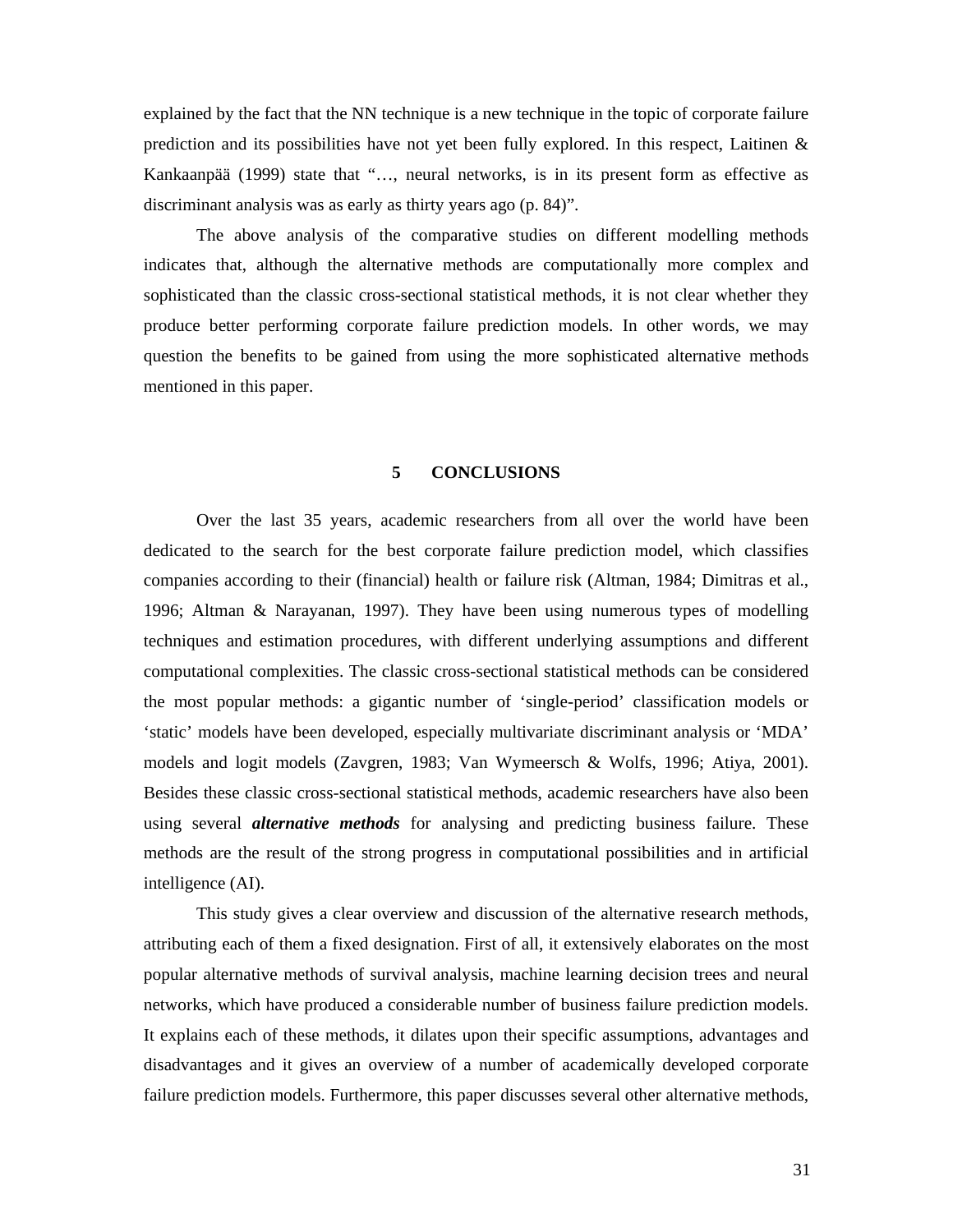explained by the fact that the NN technique is a new technique in the topic of corporate failure prediction and its possibilities have not yet been fully explored. In this respect, Laitinen & Kankaanpää (1999) state that "…, neural networks, is in its present form as effective as discriminant analysis was as early as thirty years ago (p. 84)".

The above analysis of the comparative studies on different modelling methods indicates that, although the alternative methods are computationally more complex and sophisticated than the classic cross-sectional statistical methods, it is not clear whether they produce better performing corporate failure prediction models. In other words, we may question the benefits to be gained from using the more sophisticated alternative methods mentioned in this paper.

## 5 CONCLUSIONS

Over the last 35 years, academic researchers from all over the world have been dedicated to the search for the best corporate failure prediction model, which classifies companies according to their (financial) health or failure risk (Altman, 1984; Dimitras et al., 1996; Altman & Narayanan, 1997). They have been using numerous types of modelling techniques and estimation procedures, with different underlying assumptions and different computational complexities. The classic cross-sectional statistical methods can be considered the most popular methods: a gigantic number of 'single-period' classification models or 'static' models have been developed, especially multivariate discriminant analysis or 'MDA' models and logit models (Zavgren, 1983; Van Wymeersch & Wolfs, 1996; Atiya, 2001). Besides these classic cross-sectional statistical methods, academic researchers have also been using several ***alternative methods*** for analysing and predicting business failure. These methods are the result of the strong progress in computational possibilities and in artificial intelligence (AI).

This study gives a clear overview and discussion of the alternative research methods, attributing each of them a fixed designation. First of all, it extensively elaborates on the most popular alternative methods of survival analysis, machine learning decision trees and neural networks, which have produced a considerable number of business failure prediction models. It explains each of these methods, it dilates upon their specific assumptions, advantages and disadvantages and it gives an overview of a number of academically developed corporate failure prediction models. Furthermore, this paper discusses several other alternative methods,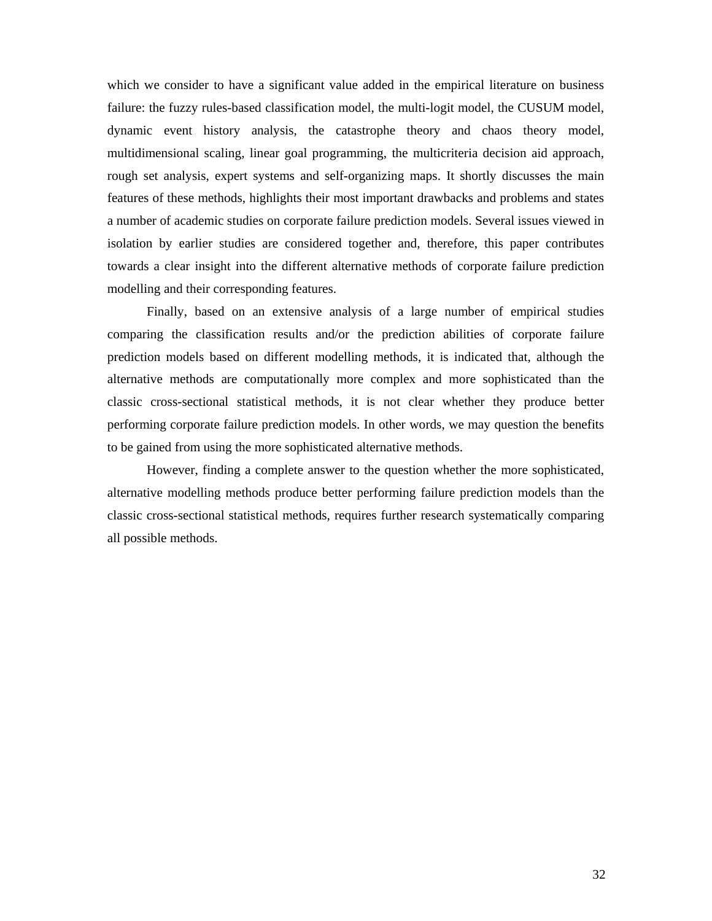which we consider to have a significant value added in the empirical literature on business failure: the fuzzy rules-based classification model, the multi-logit model, the CUSUM model, dynamic event history analysis, the catastrophe theory and chaos theory model, multidimensional scaling, linear goal programming, the multicriteria decision aid approach, rough set analysis, expert systems and self-organizing maps. It shortly discusses the main features of these methods, highlights their most important drawbacks and problems and states a number of academic studies on corporate failure prediction models. Several issues viewed in isolation by earlier studies are considered together and, therefore, this paper contributes towards a clear insight into the different alternative methods of corporate failure prediction modelling and their corresponding features.

Finally, based on an extensive analysis of a large number of empirical studies comparing the classification results and/or the prediction abilities of corporate failure prediction models based on different modelling methods, it is indicated that, although the alternative methods are computationally more complex and more sophisticated than the classic cross-sectional statistical methods, it is not clear whether they produce better performing corporate failure prediction models. In other words, we may question the benefits to be gained from using the more sophisticated alternative methods.

However, finding a complete answer to the question whether the more sophisticated, alternative modelling methods produce better performing failure prediction models than the classic cross-sectional statistical methods, requires further research systematically comparing all possible methods.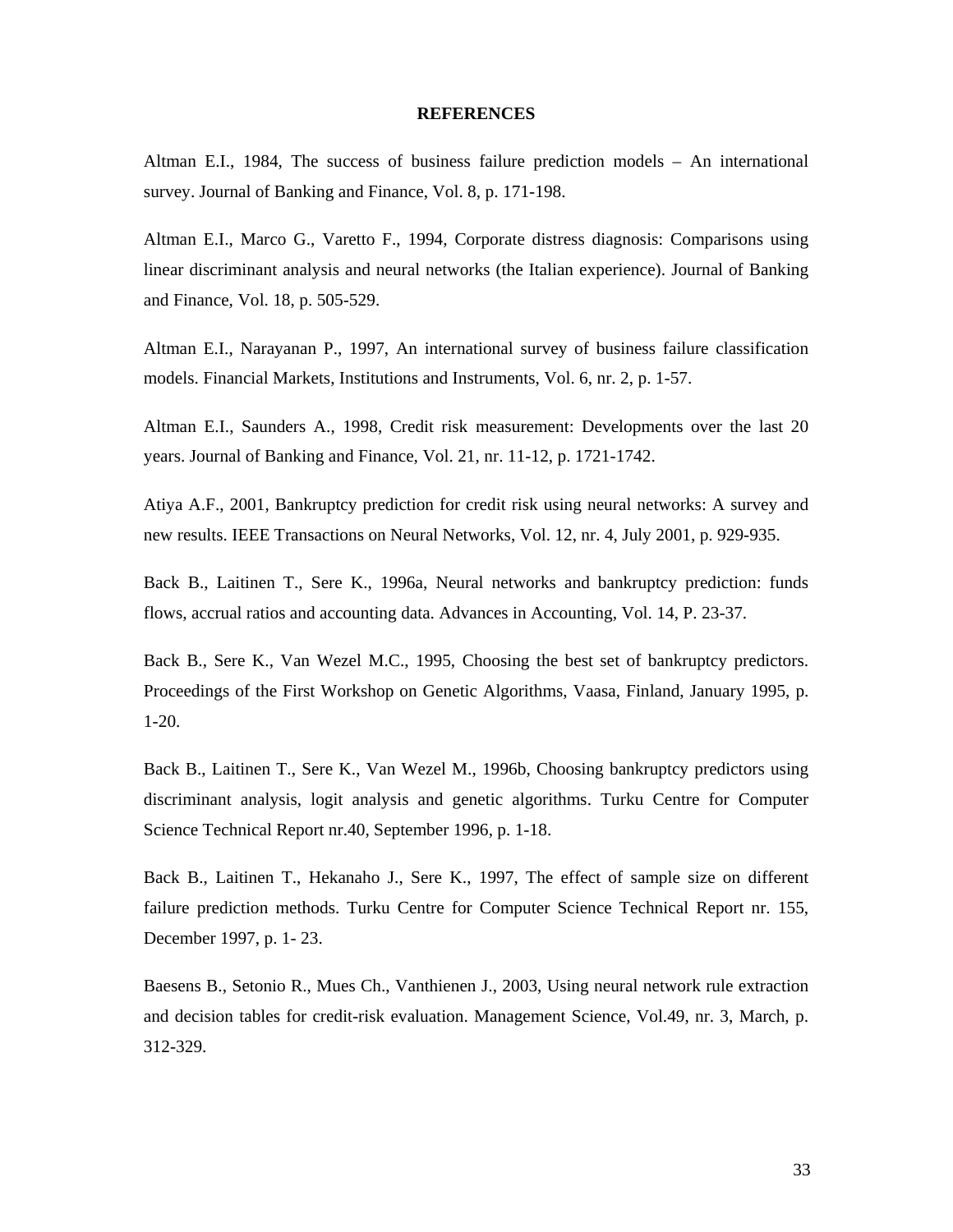# REFERENCES

Altman E.I., 1984, The success of business failure prediction models – An international survey. Journal of Banking and Finance, Vol. 8, p. 171-198.

Altman E.I., Marco G., Varetto F., 1994, Corporate distress diagnosis: Comparisons using linear discriminant analysis and neural networks (the Italian experience). Journal of Banking and Finance, Vol. 18, p. 505-529.

Altman E.I., Narayanan P., 1997, An international survey of business failure classification models. Financial Markets, Institutions and Instruments, Vol. 6, nr. 2, p. 1-57.

Altman E.I., Saunders A., 1998, Credit risk measurement: Developments over the last 20 years. Journal of Banking and Finance, Vol. 21, nr. 11-12, p. 1721-1742.

Atiya A.F., 2001, Bankruptcy prediction for credit risk using neural networks: A survey and new results. IEEE Transactions on Neural Networks, Vol. 12, nr. 4, July 2001, p. 929-935.

Back B., Laitinen T., Sere K., 1996a, Neural networks and bankruptcy prediction: funds flows, accrual ratios and accounting data. Advances in Accounting, Vol. 14, P. 23-37.

Back B., Sere K., Van Wezel M.C., 1995, Choosing the best set of bankruptcy predictors. Proceedings of the First Workshop on Genetic Algorithms, Vaasa, Finland, January 1995, p. 1-20.

Back B., Laitinen T., Sere K., Van Wezel M., 1996b, Choosing bankruptcy predictors using discriminant analysis, logit analysis and genetic algorithms. Turku Centre for Computer Science Technical Report nr.40, September 1996, p. 1-18.

Back B., Laitinen T., Hekanaho J., Sere K., 1997, The effect of sample size on different failure prediction methods. Turku Centre for Computer Science Technical Report nr. 155, December 1997, p. 1- 23.

Baesens B., Setonio R., Mues Ch., Vanthienen J., 2003, Using neural network rule extraction and decision tables for credit-risk evaluation. Management Science, Vol.49, nr. 3, March, p. 312-329.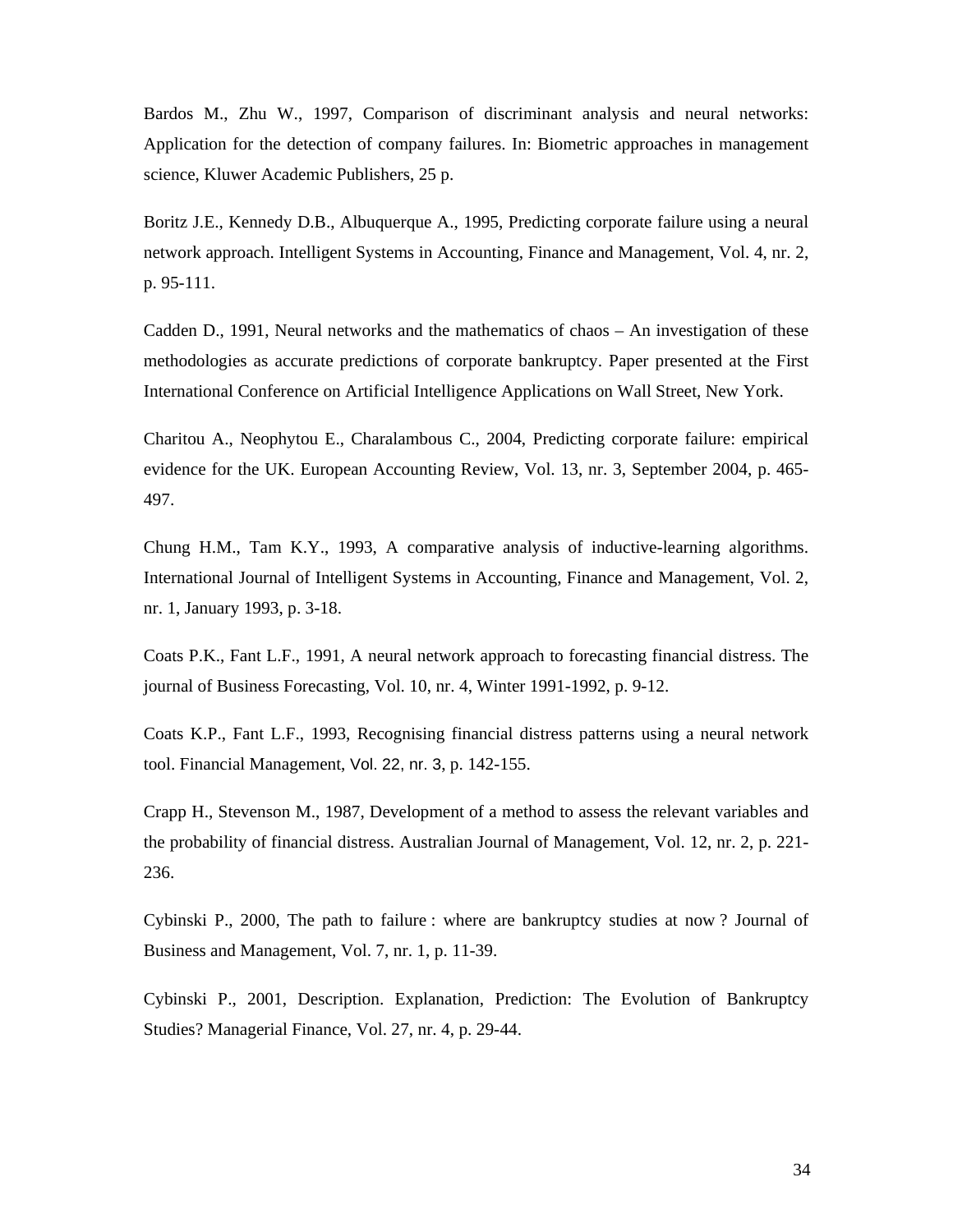Bardos M., Zhu W., 1997, Comparison of discriminant analysis and neural networks: Application for the detection of company failures. In: Biometric approaches in management science, Kluwer Academic Publishers, 25 p.

Boritz J.E., Kennedy D.B., Albuquerque A., 1995, Predicting corporate failure using a neural network approach. Intelligent Systems in Accounting, Finance and Management, Vol. 4, nr. 2, p. 95-111.

Cadden D., 1991, Neural networks and the mathematics of chaos – An investigation of these methodologies as accurate predictions of corporate bankruptcy. Paper presented at the First International Conference on Artificial Intelligence Applications on Wall Street, New York.

Charitou A., Neophytou E., Charalambous C., 2004, Predicting corporate failure: empirical evidence for the UK. European Accounting Review, Vol. 13, nr. 3, September 2004, p. 465-497.

Chung H.M., Tam K.Y., 1993, A comparative analysis of inductive-learning algorithms. International Journal of Intelligent Systems in Accounting, Finance and Management, Vol. 2, nr. 1, January 1993, p. 3-18.

Coats P.K., Fant L.F., 1991, A neural network approach to forecasting financial distress. The journal of Business Forecasting, Vol. 10, nr. 4, Winter 1991-1992, p. 9-12.

Coats K.P., Fant L.F., 1993, Recognising financial distress patterns using a neural network tool. Financial Management, Vol. 22, nr. 3, p. 142-155.

Crapp H., Stevenson M., 1987, Development of a method to assess the relevant variables and the probability of financial distress. Australian Journal of Management, Vol. 12, nr. 2, p. 221-236.

Cybinski P., 2000, The path to failure : where are bankruptcy studies at now ? Journal of Business and Management, Vol. 7, nr. 1, p. 11-39.

Cybinski P., 2001, Description. Explanation, Prediction: The Evolution of Bankruptcy Studies? Managerial Finance, Vol. 27, nr. 4, p. 29-44.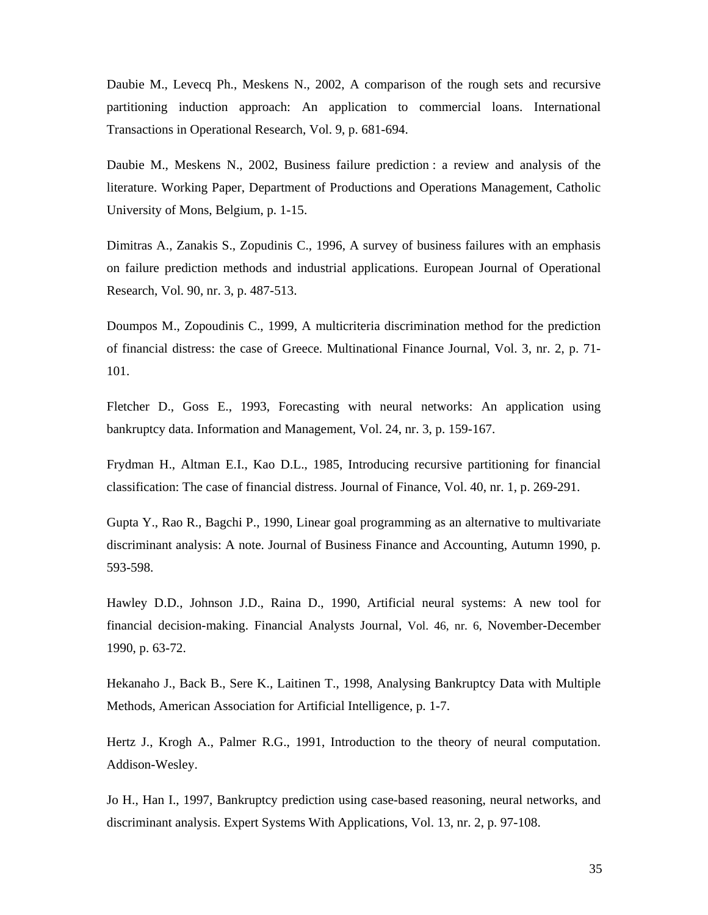Daubie M., Levecq Ph., Meskens N., 2002, A comparison of the rough sets and recursive partitioning induction approach: An application to commercial loans. International Transactions in Operational Research, Vol. 9, p. 681-694.

Daubie M., Meskens N., 2002, Business failure prediction : a review and analysis of the literature. Working Paper, Department of Productions and Operations Management, Catholic University of Mons, Belgium, p. 1-15.

Dimitras A., Zanakis S., Zopudinis C., 1996, A survey of business failures with an emphasis on failure prediction methods and industrial applications. European Journal of Operational Research, Vol. 90, nr. 3, p. 487-513.

Doumpos M., Zopoudinis C., 1999, A multicriteria discrimination method for the prediction of financial distress: the case of Greece. Multinational Finance Journal, Vol. 3, nr. 2, p. 71-101.

Fletcher D., Goss E., 1993, Forecasting with neural networks: An application using bankruptcy data. Information and Management, Vol. 24, nr. 3, p. 159-167.

Frydman H., Altman E.I., Kao D.L., 1985, Introducing recursive partitioning for financial classification: The case of financial distress. Journal of Finance, Vol. 40, nr. 1, p. 269-291.

Gupta Y., Rao R., Bagchi P., 1990, Linear goal programming as an alternative to multivariate discriminant analysis: A note. Journal of Business Finance and Accounting, Autumn 1990, p. 593-598.

Hawley D.D., Johnson J.D., Raina D., 1990, Artificial neural systems: A new tool for financial decision-making. Financial Analysts Journal, Vol. 46, nr. 6, November-December 1990, p. 63-72.

Hekanaho J., Back B., Sere K., Laitinen T., 1998, Analysing Bankruptcy Data with Multiple Methods, American Association for Artificial Intelligence, p. 1-7.

Hertz J., Krogh A., Palmer R.G., 1991, Introduction to the theory of neural computation. Addison-Wesley.

Jo H., Han I., 1997, Bankruptcy prediction using case-based reasoning, neural networks, and discriminant analysis. Expert Systems With Applications, Vol. 13, nr. 2, p. 97-108.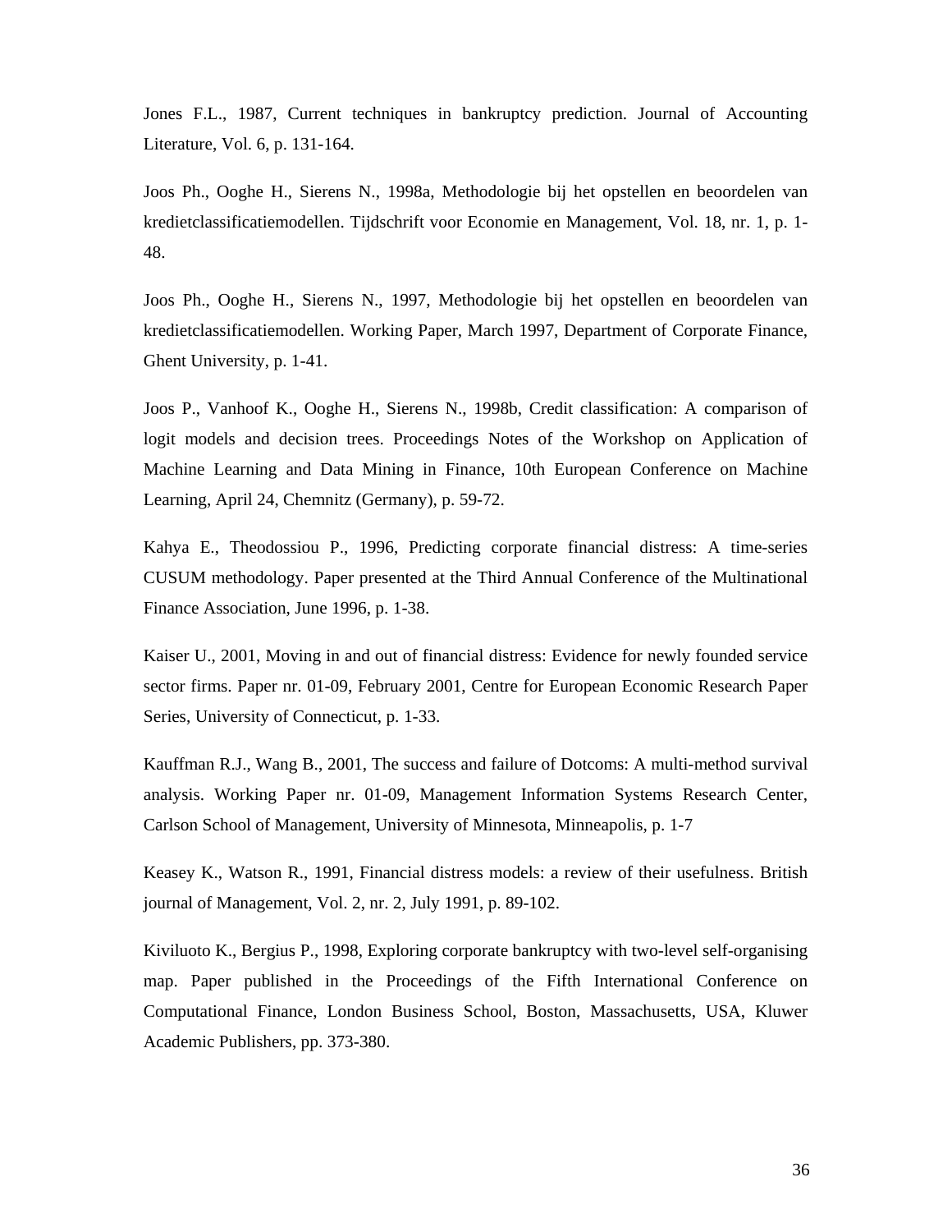Jones F.L., 1987, Current techniques in bankruptcy prediction. Journal of Accounting Literature, Vol. 6, p. 131-164.

Joos Ph., Ooghe H., Sierens N., 1998a, Methodologie bij het opstellen en beoordelen van kredietclassificatiemodellen. Tijdschrift voor Economie en Management, Vol. 18, nr. 1, p. 1-48.

Joos Ph., Ooghe H., Sierens N., 1997, Methodologie bij het opstellen en beoordelen van kredietclassificatiemodellen. Working Paper, March 1997, Department of Corporate Finance, Ghent University, p. 1-41.

Joos P., Vanhoof K., Ooghe H., Sierens N., 1998b, Credit classification: A comparison of logit models and decision trees. Proceedings Notes of the Workshop on Application of Machine Learning and Data Mining in Finance, 10th European Conference on Machine Learning, April 24, Chemnitz (Germany), p. 59-72.

Kahya E., Theodossiou P., 1996, Predicting corporate financial distress: A time-series CUSUM methodology. Paper presented at the Third Annual Conference of the Multinational Finance Association, June 1996, p. 1-38.

Kaiser U., 2001, Moving in and out of financial distress: Evidence for newly founded service sector firms. Paper nr. 01-09, February 2001, Centre for European Economic Research Paper Series, University of Connecticut, p. 1-33.

Kauffman R.J., Wang B., 2001, The success and failure of Dotcoms: A multi-method survival analysis. Working Paper nr. 01-09, Management Information Systems Research Center, Carlson School of Management, University of Minnesota, Minneapolis, p. 1-7

Keasey K., Watson R., 1991, Financial distress models: a review of their usefulness. British journal of Management, Vol. 2, nr. 2, July 1991, p. 89-102.

Kiviluoto K., Bergius P., 1998, Exploring corporate bankruptcy with two-level self-organising map. Paper published in the Proceedings of the Fifth International Conference on Computational Finance, London Business School, Boston, Massachusetts, USA, Kluwer Academic Publishers, pp. 373-380.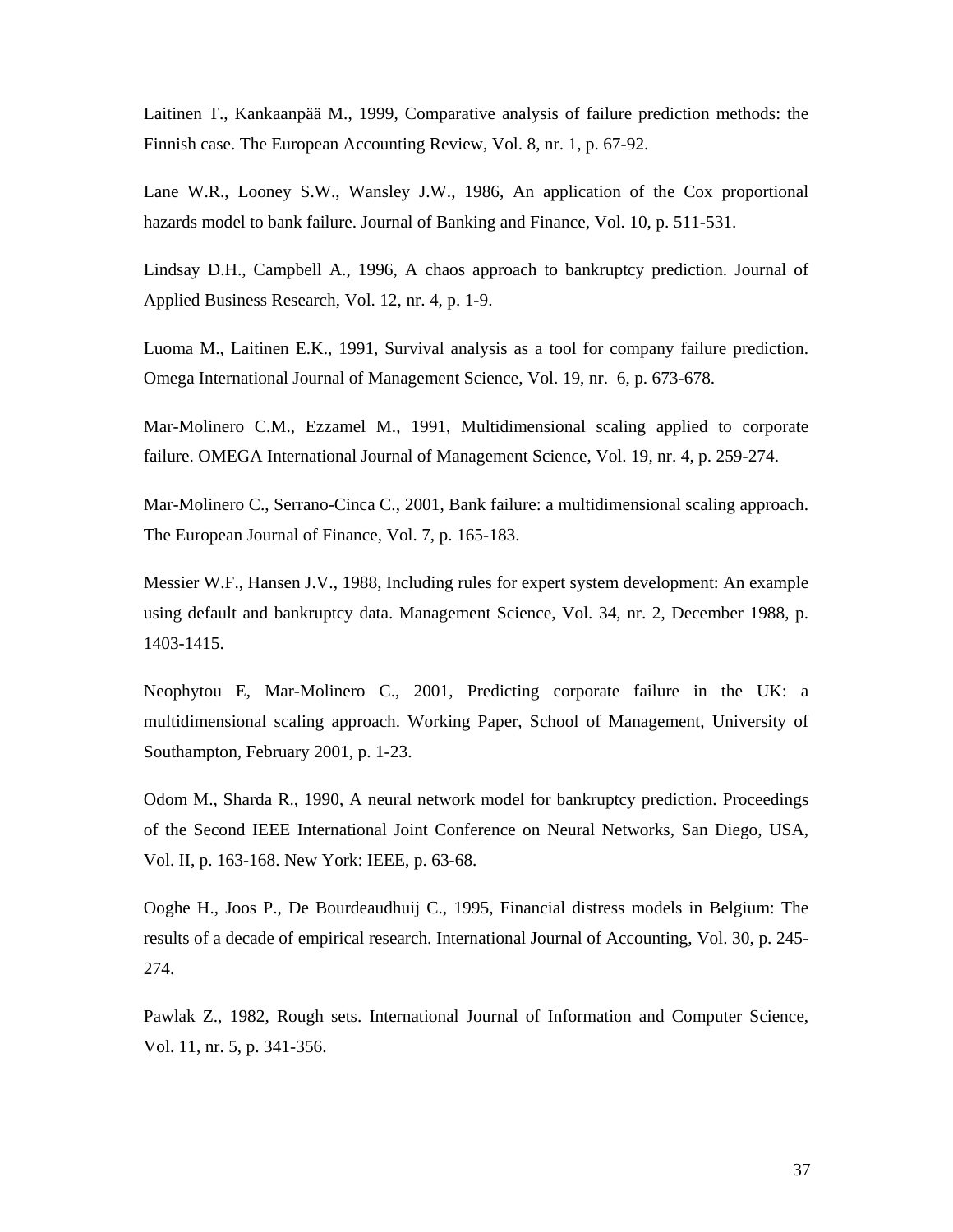Laitinen T., Kankaanpää M., 1999, Comparative analysis of failure prediction methods: the Finnish case. The European Accounting Review, Vol. 8, nr. 1, p. 67-92.

Lane W.R., Looney S.W., Wansley J.W., 1986, An application of the Cox proportional hazards model to bank failure. Journal of Banking and Finance, Vol. 10, p. 511-531.

Lindsay D.H., Campbell A., 1996, A chaos approach to bankruptcy prediction. Journal of Applied Business Research, Vol. 12, nr. 4, p. 1-9.

Luoma M., Laitinen E.K., 1991, Survival analysis as a tool for company failure prediction. Omega International Journal of Management Science, Vol. 19, nr. 6, p. 673-678.

Mar-Molinero C.M., Ezzamel M., 1991, Multidimensional scaling applied to corporate failure. OMEGA International Journal of Management Science, Vol. 19, nr. 4, p. 259-274.

Mar-Molinero C., Serrano-Cinca C., 2001, Bank failure: a multidimensional scaling approach. The European Journal of Finance, Vol. 7, p. 165-183.

Messier W.F., Hansen J.V., 1988, Including rules for expert system development: An example using default and bankruptcy data. Management Science, Vol. 34, nr. 2, December 1988, p. 1403-1415.

Neophytou E, Mar-Molinero C., 2001, Predicting corporate failure in the UK: a multidimensional scaling approach. Working Paper, School of Management, University of Southampton, February 2001, p. 1-23.

Odom M., Sharda R., 1990, A neural network model for bankruptcy prediction. Proceedings of the Second IEEE International Joint Conference on Neural Networks, San Diego, USA, Vol. II, p. 163-168. New York: IEEE, p. 63-68.

Ooghe H., Joos P., De Bourdeaudhuij C., 1995, Financial distress models in Belgium: The results of a decade of empirical research. International Journal of Accounting, Vol. 30, p. 245-274.

Pawlak Z., 1982, Rough sets. International Journal of Information and Computer Science, Vol. 11, nr. 5, p. 341-356.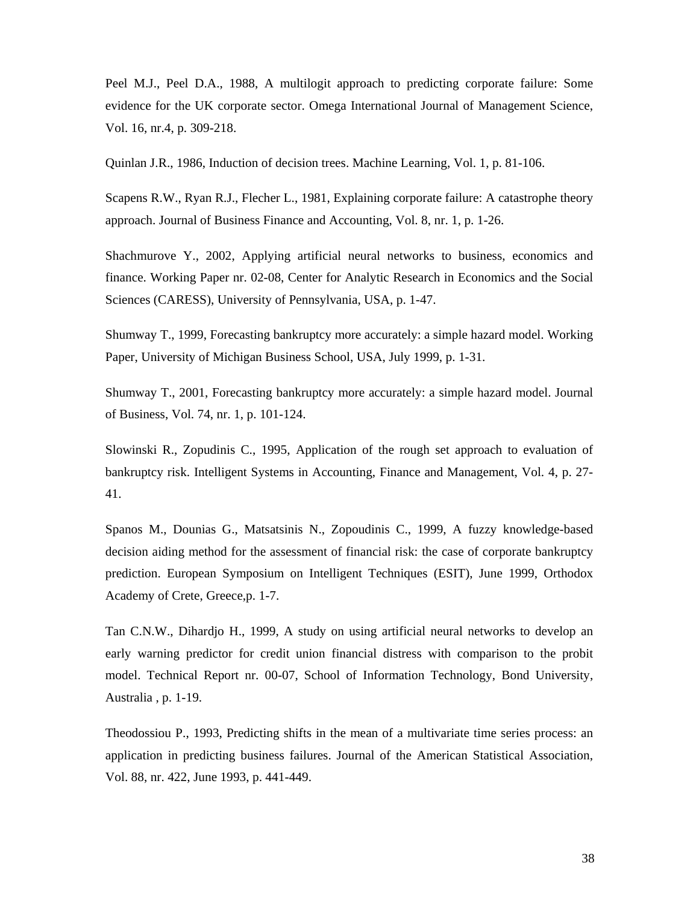Peel M.J., Peel D.A., 1988, A multilogit approach to predicting corporate failure: Some evidence for the UK corporate sector. Omega International Journal of Management Science, Vol. 16, nr.4, p. 309-218.

Quinlan J.R., 1986, Induction of decision trees. Machine Learning, Vol. 1, p. 81-106.

Scapens R.W., Ryan R.J., Flecher L., 1981, Explaining corporate failure: A catastrophe theory approach. Journal of Business Finance and Accounting, Vol. 8, nr. 1, p. 1-26.

Shachmurove Y., 2002, Applying artificial neural networks to business, economics and finance. Working Paper nr. 02-08, Center for Analytic Research in Economics and the Social Sciences (CARESS), University of Pennsylvania, USA, p. 1-47.

Shumway T., 1999, Forecasting bankruptcy more accurately: a simple hazard model. Working Paper, University of Michigan Business School, USA, July 1999, p. 1-31.

Shumway T., 2001, Forecasting bankruptcy more accurately: a simple hazard model. Journal of Business, Vol. 74, nr. 1, p. 101-124.

Slowinski R., Zopudinis C., 1995, Application of the rough set approach to evaluation of bankruptcy risk. Intelligent Systems in Accounting, Finance and Management, Vol. 4, p. 27-41.

Spanos M., Dounias G., Matsatsinis N., Zopoudinis C., 1999, A fuzzy knowledge-based decision aiding method for the assessment of financial risk: the case of corporate bankruptcy prediction. European Symposium on Intelligent Techniques (ESIT), June 1999, Orthodox Academy of Crete, Greece,p. 1-7.

Tan C.N.W., Dihardjo H., 1999, A study on using artificial neural networks to develop an early warning predictor for credit union financial distress with comparison to the probit model. Technical Report nr. 00-07, School of Information Technology, Bond University, Australia , p. 1-19.

Theodossiou P., 1993, Predicting shifts in the mean of a multivariate time series process: an application in predicting business failures. Journal of the American Statistical Association, Vol. 88, nr. 422, June 1993, p. 441-449.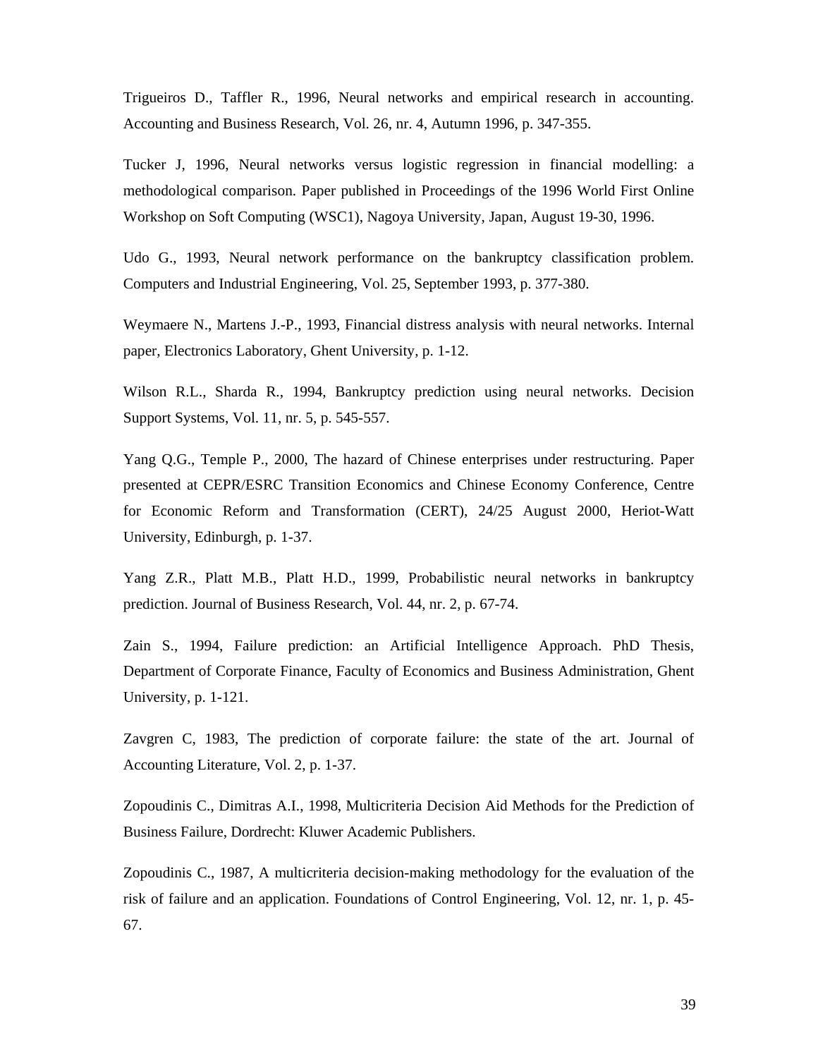Trigueiros D., Taffler R., 1996, Neural networks and empirical research in accounting. Accounting and Business Research, Vol. 26, nr. 4, Autumn 1996, p. 347-355.

Tucker J, 1996, Neural networks versus logistic regression in financial modelling: a methodological comparison. Paper published in Proceedings of the 1996 World First Online Workshop on Soft Computing (WSC1), Nagoya University, Japan, August 19-30, 1996.

Udo G., 1993, Neural network performance on the bankruptcy classification problem. Computers and Industrial Engineering, Vol. 25, September 1993, p. 377-380.

Weymaere N., Martens J.-P., 1993, Financial distress analysis with neural networks. Internal paper, Electronics Laboratory, Ghent University, p. 1-12.

Wilson R.L., Sharda R., 1994, Bankruptcy prediction using neural networks. Decision Support Systems, Vol. 11, nr. 5, p. 545-557.

Yang Q.G., Temple P., 2000, The hazard of Chinese enterprises under restructuring. Paper presented at CEPR/ESRC Transition Economics and Chinese Economy Conference, Centre for Economic Reform and Transformation (CERT), 24/25 August 2000, Heriot-Watt University, Edinburgh, p. 1-37.

Yang Z.R., Platt M.B., Platt H.D., 1999, Probabilistic neural networks in bankruptcy prediction. Journal of Business Research, Vol. 44, nr. 2, p. 67-74.

Zain S., 1994, Failure prediction: an Artificial Intelligence Approach. PhD Thesis, Department of Corporate Finance, Faculty of Economics and Business Administration, Ghent University, p. 1-121.

Zavgren C, 1983, The prediction of corporate failure: the state of the art. Journal of Accounting Literature, Vol. 2, p. 1-37.

Zopoudinis C., Dimitras A.I., 1998, Multicriteria Decision Aid Methods for the Prediction of Business Failure, Dordrecht: Kluwer Academic Publishers.

Zopoudinis C., 1987, A multicriteria decision-making methodology for the evaluation of the risk of failure and an application. Foundations of Control Engineering, Vol. 12, nr. 1, p. 45-67.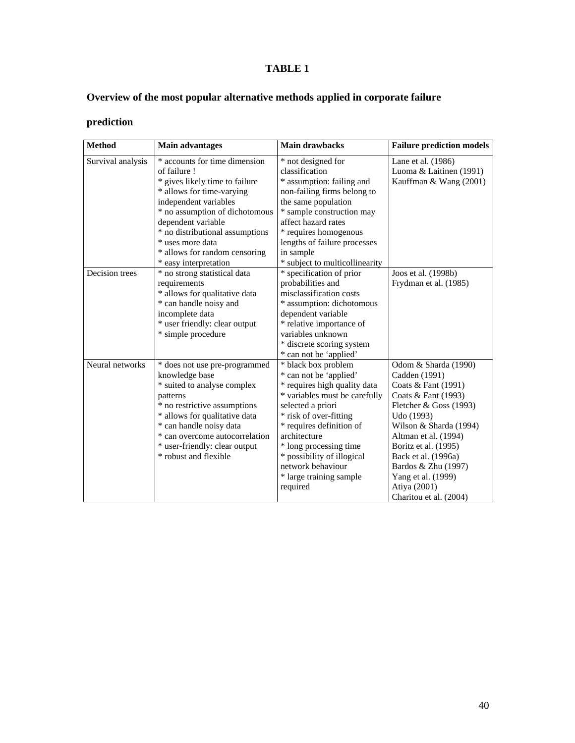**TABLE 1**

**Overview of the most popular alternative methods applied in corporate failure prediction**

| Method | Main advantages | Main drawbacks | Failure prediction models |
|---|---|---|---|
| Survival analysis | * accounts for time dimension of failure ! <br> * gives likely time to failure <br> * allows for time-varying independent variables <br> * no assumption of dichotomous dependent variable <br> * no distributional assumptions <br> * uses more data <br> * allows for random censoring <br> * easy interpretation | * not designed for classification <br> * assumption: failing and non-failing firms belong to the same population <br> * sample construction may affect hazard rates <br> * requires homogenous lengths of failure processes in sample <br> * subject to multicollinearity | Lane et al. (1986) <br> Luoma & Laitinen (1991) <br> Kauffman & Wang (2001) |
| Decision trees | * no strong statistical data requirements <br> * allows for qualitative data <br> * can handle noisy and incomplete data <br> * user friendly: clear output <br> * simple procedure | * specification of prior probabilities and misclassification costs <br> * assumption: dichotomous dependent variable <br> * relative importance of variables unknown <br> * discrete scoring system <br> * can not be 'applied' | Joos et al. (1998b) <br> Frydman et al. (1985) |
| Neural networks | * does not use pre-programmed knowledge base <br> * suited to analyse complex patterns <br> * no restrictive assumptions <br> * allows for qualitative data <br> * can handle noisy data <br> * can overcome autocorrelation <br> * user-friendly: clear output <br> * robust and flexible | * black box problem <br> * can not be 'applied' <br> * requires high quality data <br> * variables must be carefully selected a priori <br> * risk of over-fitting <br> * requires definition of architecture <br> * long processing time <br> * possibility of illogical network behaviour <br> * large training sample required | Odom & Sharda (1990) <br> Cadden (1991) <br> Coats & Fant (1991) <br> Coats & Fant (1993) <br> Fletcher & Goss (1993) <br> Udo (1993) <br> Wilson & Sharda (1994) <br> Altman et al. (1994) <br> Boritz et al. (1995) <br> Back et al. (1996a) <br> Bardos & Zhu (1997) <br> Yang et al. (1999) <br> Atiya (2001) <br> Charitou et al. (2004) |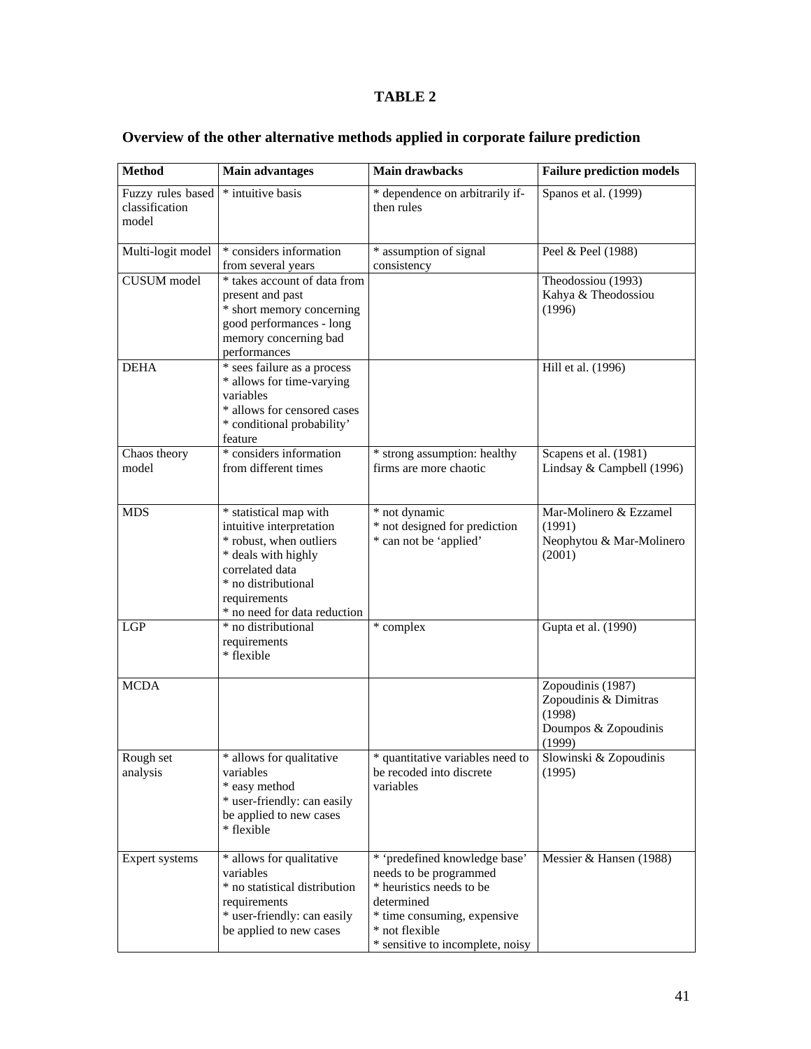**TABLE 2**

**Overview of the other alternative methods applied in corporate failure prediction**

| Method | Main advantages | Main drawbacks | Failure prediction models |
|---|---|---|---|
| Fuzzy rules based classification model | * intuitive basis | * dependence on arbitrarily if-then rules | Spanos et al. (1999) |
| Multi-logit model | * considers information from several years | * assumption of signal consistency | Peel & Peel (1988) |
| CUSUM model | * takes account of data from present and past<br>* short memory concerning good performances - long memory concerning bad performances | | Theodossiou (1993)<br>Kahya & Theodossiou (1996) |
| DEHA | * sees failure as a process<br>* allows for time-varying variables<br>* allows for censored cases<br>* conditional probability' feature | | Hill et al. (1996) |
| Chaos theory model | * considers information from different times | * strong assumption: healthy firms are more chaotic | Scapens et al. (1981)<br>Lindsay & Campbell (1996) |
| MDS | * statistical map with intuitive interpretation<br>* robust, when outliers<br>* deals with highly correlated data<br>* no distributional requirements<br>* no need for data reduction | * not dynamic<br>* not designed for prediction<br>* can not be 'applied' | Mar-Molinero & Ezzamel (1991)<br>Neophytou & Mar-Molinero (2001) |
| LGP | * no distributional requirements<br>* flexible | * complex | Gupta et al. (1990) |
| MCDA | | | Zopoudinis (1987)<br>Zopoudinis & Dimitras (1998)<br>Doumpos & Zopoudinis (1999) |
| Rough set analysis | * allows for qualitative variables<br>* easy method<br>* user-friendly: can easily be applied to new cases<br>* flexible | * quantitative variables need to be recoded into discrete variables | Slowinski & Zopoudinis (1995) |
| Expert systems | * allows for qualitative variables<br>* no statistical distribution requirements<br>* user-friendly: can easily be applied to new cases | * 'predefined knowledge base' needs to be programmed<br>* heuristics needs to be determined<br>* time consuming, expensive<br>* not flexible<br>* sensitive to incomplete, noisy | Messier & Hansen (1988) |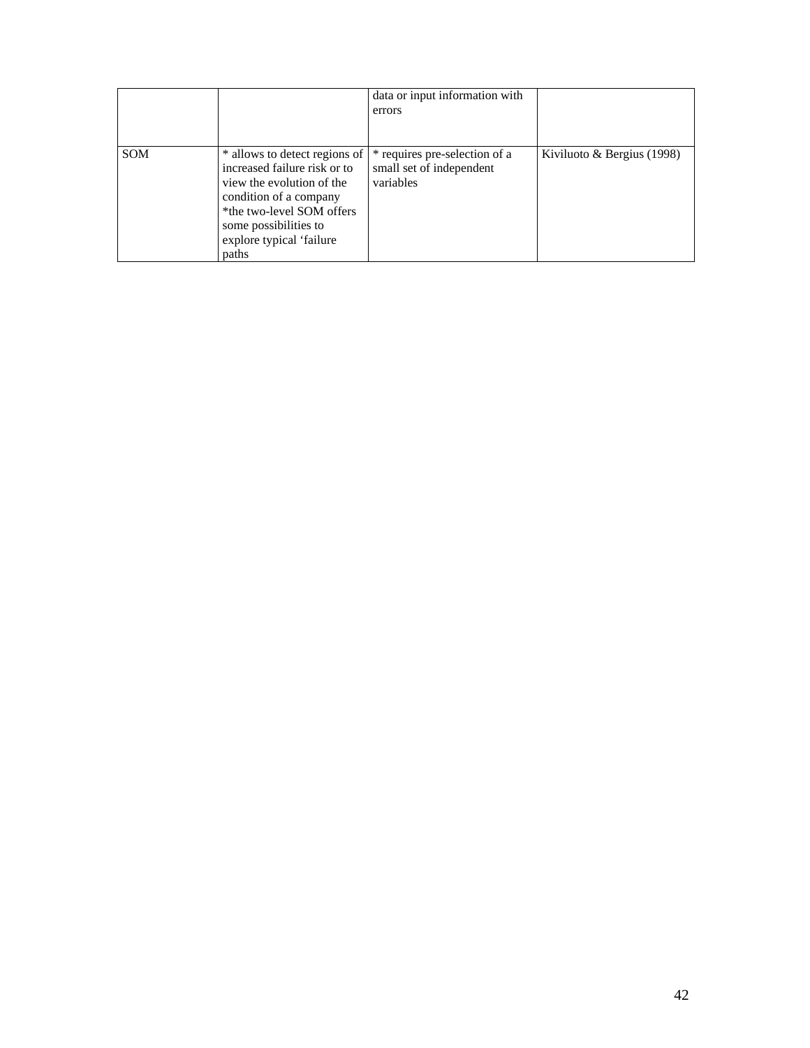| | | | |
|---|---|---|---|
| | | data or input information with errors | |
| SOM | * allows to detect regions of increased failure risk or to view the evolution of the condition of a company *the two-level SOM offers some possibilities to explore typical 'failure paths | * requires pre-selection of a small set of independent variables | Kiviluoto & Bergius (1998) |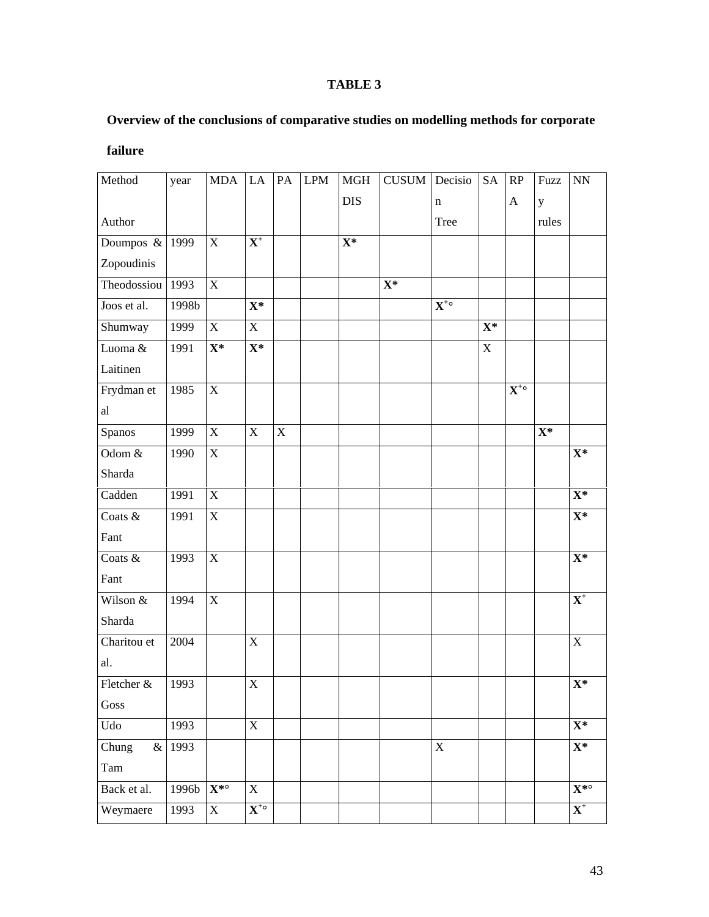**TABLE 3**

**Overview of the conclusions of comparative studies on modelling methods for corporate failure**

| Method / Author | year | MDA | LA | PA | LPM | MGH DIS | CUSUM | Decision Tree | SA | RPA | Fuzzy rules | NN |
|---|---|---|---|---|---|---|---|---|---|---|---|---|
| Doumpos & Zopoudinis | 1999 | X | **X⁺** | | | **X*** | | | | | | |
| Theodossiou | 1993 | X | | | | | **X*** | | | | | |
| Joos et al. | 1998b | | **X*** | | | | | **X⁺°** | | | | |
| Shumway | 1999 | X | X | | | | | | **X*** | | | |
| Luoma & Laitinen | 1991 | **X*** | **X*** | | | | | | X | | | |
| Frydman et al | 1985 | X | | | | | | | | **X⁺°** | | |
| Spanos | 1999 | X | X | X | | | | | | | **X*** | |
| Odom & Sharda | 1990 | X | | | | | | | | | | **X*** |
| Cadden | 1991 | X | | | | | | | | | | **X*** |
| Coats & Fant | 1991 | X | | | | | | | | | | **X*** |
| Coats & Fant | 1993 | X | | | | | | | | | | **X*** |
| Wilson & Sharda | 1994 | X | | | | | | | | | | **X⁺** |
| Charitou et al. | 2004 | | X | | | | | | | | | X |
| Fletcher & Goss | 1993 | | X | | | | | | | | | **X*** |
| Udo | 1993 | | X | | | | | | | | | **X*** |
| Chung & Tam | 1993 | | | | | | | X | | | | **X*** |
| Back et al. | 1996b | **X*°** | X | | | | | | | | | **X*°** |
| Weymaere | 1993 | X | **X⁺°** | | | | | | | | | **X⁺** |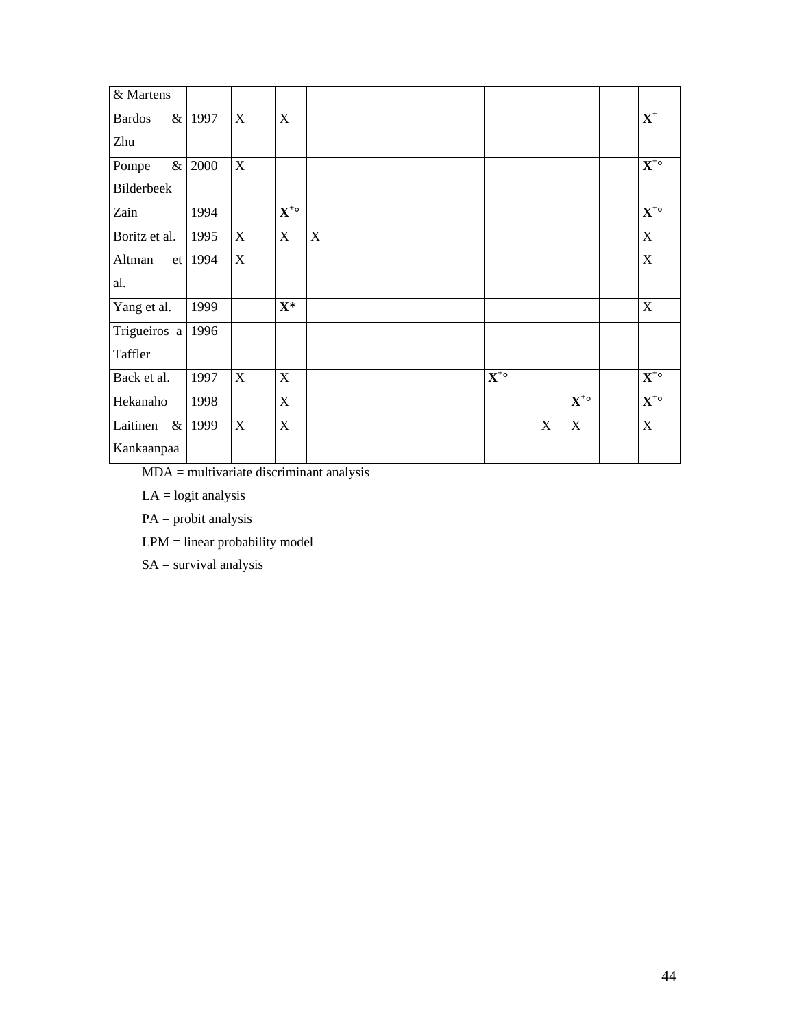| | | | | | | | | | | | | |
|---|---|---|---|---|---|---|---|---|---|---|---|---|
| & Martens | | | | | | | | | | | | |
| Bardos & Zhu | 1997 | X | X | | | | | | | | | **X**$^{+}$ |
| Pompe & Bilderbeek | 2000 | X | | | | | | | | | | **X**$^{+\circ}$ |
| Zain | 1994 | | **X**$^{+\circ}$ | | | | | | | | | **X**$^{+\circ}$ |
| Boritz et al. | 1995 | X | X | X | | | | | | | | X |
| Altman et al. | 1994 | X | | | | | | | | | | X |
| Yang et al. | 1999 | | **X*** | | | | | | | | | X |
| Trigueiros a Taffler | 1996 | | | | | | | | | | | |
| Back et al. | 1997 | X | X | | | | | **X**$^{+\circ}$ | | | | **X**$^{+\circ}$ |
| Hekanaho | 1998 | | X | | | | | | | **X**$^{+\circ}$ | | **X**$^{+\circ}$ |
| Laitinen & Kankaanpaa | 1999 | X | X | | | | | | X | X | | X |

MDA = multivariate discriminant analysis

LA = logit analysis

PA = probit analysis

LPM = linear probability model

SA = survival analysis